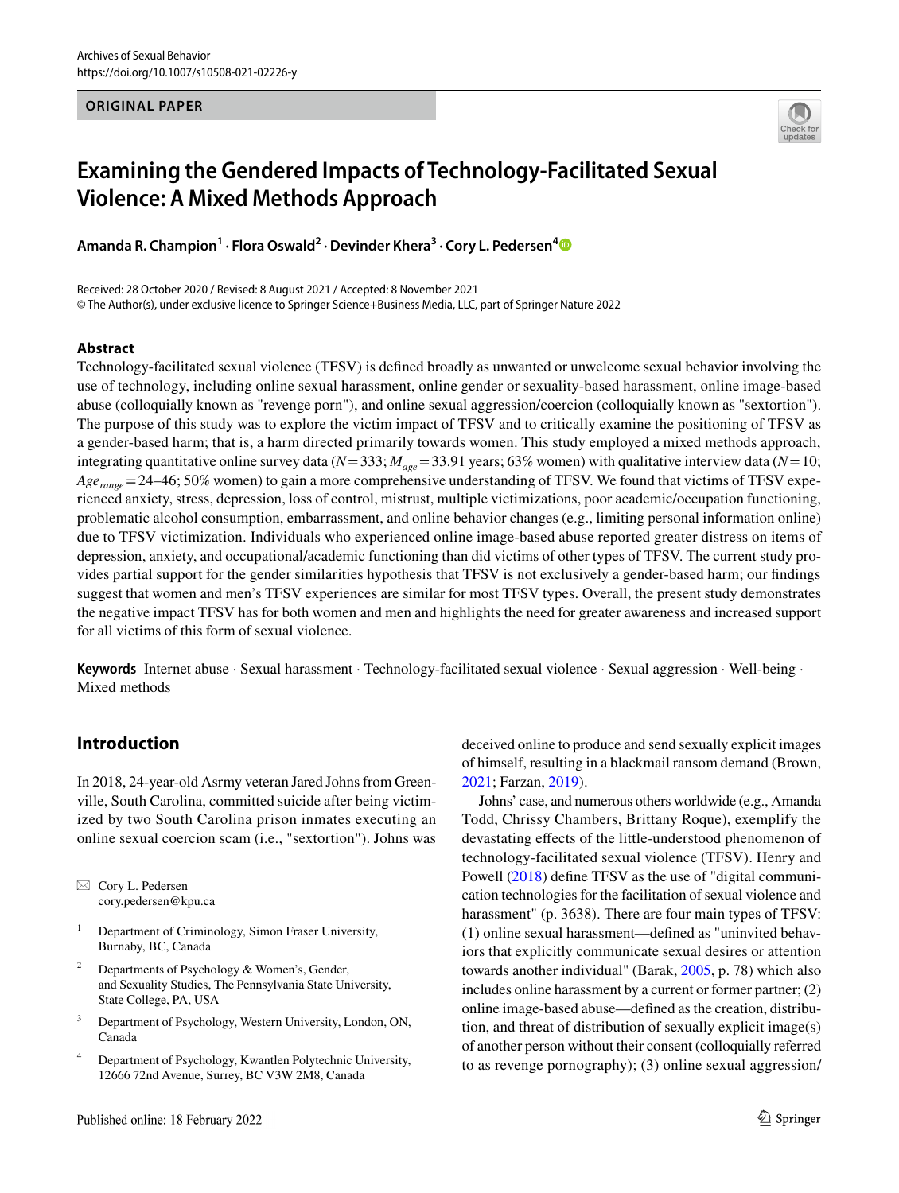ORIGINAL PAPER

# Examining the Gendered Impacts of Technology-Facilitated Sexual Violence: A Mixed Methods Approach

**Amanda R. Champion[1] · Flora Oswald[2] · Devinder Khera[3] · Cory L. Pedersen[4]**

Received: 28 October 2020 / Revised: 8 August 2021 / Accepted: 8 November 2021
© The Author(s), under exclusive licence to Springer Science+Business Media, LLC, part of Springer Nature 2022

## Abstract

Technology-facilitated sexual violence (TFSV) is defined broadly as unwanted or unwelcome sexual behavior involving the use of technology, including online sexual harassment, online gender or sexuality-based harassment, online image-based abuse (colloquially known as "revenge porn"), and online sexual aggression/coercion (colloquially known as "sextortion"). The purpose of this study was to explore the victim impact of TFSV and to critically examine the positioning of TFSV as a gender-based harm; that is, a harm directed primarily towards women. This study employed a mixed methods approach, integrating quantitative online survey data ($N = 333$; $M_{age} = 33.91$ years; 63% women) with qualitative interview data ($N = 10$; $Age_{range} = 24$–46; 50% women) to gain a more comprehensive understanding of TFSV. We found that victims of TFSV experienced anxiety, stress, depression, loss of control, mistrust, multiple victimizations, poor academic/occupation functioning, problematic alcohol consumption, embarrassment, and online behavior changes (e.g., limiting personal information online) due to TFSV victimization. Individuals who experienced online image-based abuse reported greater distress on items of depression, anxiety, and occupational/academic functioning than did victims of other types of TFSV. The current study provides partial support for the gender similarities hypothesis that TFSV is not exclusively a gender-based harm; our findings suggest that women and men's TFSV experiences are similar for most TFSV types. Overall, the present study demonstrates the negative impact TFSV has for both women and men and highlights the need for greater awareness and increased support for all victims of this form of sexual violence.

**Keywords** Internet abuse · Sexual harassment · Technology-facilitated sexual violence · Sexual aggression · Well-being · Mixed methods

## Introduction

In 2018, 24-year-old Asrmy veteran Jared Johns from Greenville, South Carolina, committed suicide after being victimized by two South Carolina prison inmates executing an online sexual coercion scam (i.e., "sextortion"). Johns was deceived online to produce and send sexually explicit images of himself, resulting in a blackmail ransom demand (Brown, 2021; Farzan, 2019).

Johns' case, and numerous others worldwide (e.g., Amanda Todd, Chrissy Chambers, Brittany Roque), exemplify the devastating effects of the little-understood phenomenon of technology-facilitated sexual violence (TFSV). Henry and Powell (2018) define TFSV as the use of "digital communication technologies for the facilitation of sexual violence and harassment" (p. 3638). There are four main types of TFSV: (1) online sexual harassment—defined as "uninvited behaviors that explicitly communicate sexual desires or attention towards another individual" (Barak, 2005, p. 78) which also includes online harassment by a current or former partner; (2) online image-based abuse—defined as the creation, distribution, and threat of distribution of sexually explicit image(s) of another person without their consent (colloquially referred to as revenge pornography); (3) online sexual aggression/

---

✉ Cory L. Pedersen
cory.pedersen@kpu.ca

[1] Department of Criminology, Simon Fraser University, Burnaby, BC, Canada

[2] Departments of Psychology & Women's, Gender, and Sexuality Studies, The Pennsylvania State University, State College, PA, USA

[3] Department of Psychology, Western University, London, ON, Canada

[4] Department of Psychology, Kwantlen Polytechnic University, 12666 72nd Avenue, Surrey, BC V3W 2M8, Canada

Published online: 18 February 2022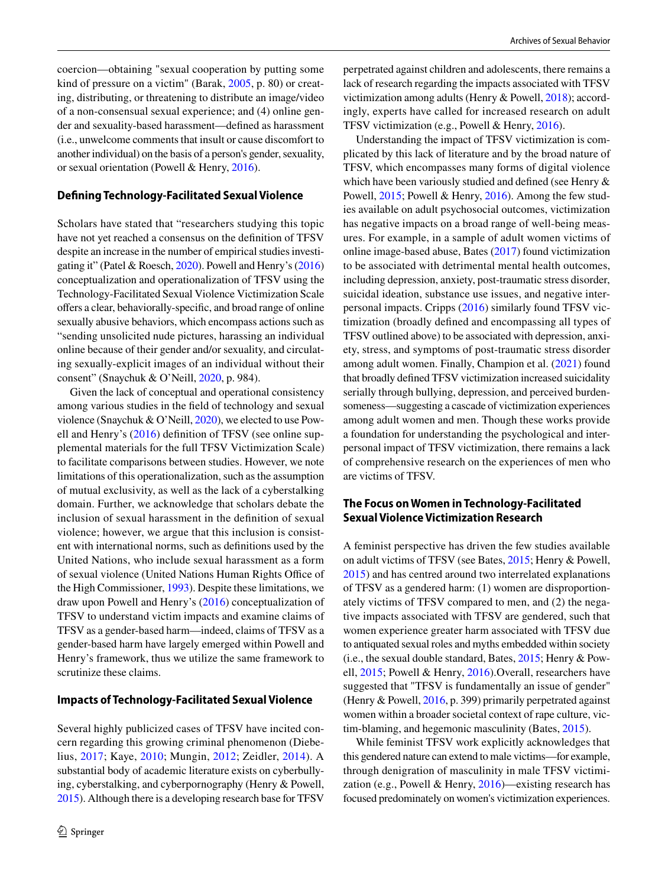coercion—obtaining "sexual cooperation by putting some kind of pressure on a victim" (Barak, 2005, p. 80) or creating, distributing, or threatening to distribute an image/video of a non-consensual sexual experience; and (4) online gender and sexuality-based harassment—defined as harassment (i.e., unwelcome comments that insult or cause discomfort to another individual) on the basis of a person's gender, sexuality, or sexual orientation (Powell & Henry, 2016).

### Defining Technology-Facilitated Sexual Violence

Scholars have stated that "researchers studying this topic have not yet reached a consensus on the definition of TFSV despite an increase in the number of empirical studies investigating it" (Patel & Roesch, 2020). Powell and Henry's (2016) conceptualization and operationalization of TFSV using the Technology-Facilitated Sexual Violence Victimization Scale offers a clear, behaviorally-specific, and broad range of online sexually abusive behaviors, which encompass actions such as "sending unsolicited nude pictures, harassing an individual online because of their gender and/or sexuality, and circulating sexually-explicit images of an individual without their consent" (Snaychuk & O'Neill, 2020, p. 984).

Given the lack of conceptual and operational consistency among various studies in the field of technology and sexual violence (Snaychuk & O'Neill, 2020), we elected to use Powell and Henry's (2016) definition of TFSV (see online supplemental materials for the full TFSV Victimization Scale) to facilitate comparisons between studies. However, we note limitations of this operationalization, such as the assumption of mutual exclusivity, as well as the lack of a cyberstalking domain. Further, we acknowledge that scholars debate the inclusion of sexual harassment in the definition of sexual violence; however, we argue that this inclusion is consistent with international norms, such as definitions used by the United Nations, who include sexual harassment as a form of sexual violence (United Nations Human Rights Office of the High Commissioner, 1993). Despite these limitations, we draw upon Powell and Henry's (2016) conceptualization of TFSV to understand victim impacts and examine claims of TFSV as a gender-based harm—indeed, claims of TFSV as a gender-based harm have largely emerged within Powell and Henry's framework, thus we utilize the same framework to scrutinize these claims.

### Impacts of Technology-Facilitated Sexual Violence

Several highly publicized cases of TFSV have incited concern regarding this growing criminal phenomenon (Diebelius, 2017; Kaye, 2010; Mungin, 2012; Zeidler, 2014). A substantial body of academic literature exists on cyberbullying, cyberstalking, and cyberpornography (Henry & Powell, 2015). Although there is a developing research base for TFSV perpetrated against children and adolescents, there remains a lack of research regarding the impacts associated with TFSV victimization among adults (Henry & Powell, 2018); accordingly, experts have called for increased research on adult TFSV victimization (e.g., Powell & Henry, 2016).

Understanding the impact of TFSV victimization is complicated by this lack of literature and by the broad nature of TFSV, which encompasses many forms of digital violence which have been variously studied and defined (see Henry & Powell, 2015; Powell & Henry, 2016). Among the few studies available on adult psychosocial outcomes, victimization has negative impacts on a broad range of well-being measures. For example, in a sample of adult women victims of online image-based abuse, Bates (2017) found victimization to be associated with detrimental mental health outcomes, including depression, anxiety, post-traumatic stress disorder, suicidal ideation, substance use issues, and negative interpersonal impacts. Cripps (2016) similarly found TFSV victimization (broadly defined and encompassing all types of TFSV outlined above) to be associated with depression, anxiety, stress, and symptoms of post-traumatic stress disorder among adult women. Finally, Champion et al. (2021) found that broadly defined TFSV victimization increased suicidality serially through bullying, depression, and perceived burdensomeness—suggesting a cascade of victimization experiences among adult women and men. Though these works provide a foundation for understanding the psychological and interpersonal impact of TFSV victimization, there remains a lack of comprehensive research on the experiences of men who are victims of TFSV.

### The Focus on Women in Technology-Facilitated Sexual Violence Victimization Research

A feminist perspective has driven the few studies available on adult victims of TFSV (see Bates, 2015; Henry & Powell, 2015) and has centred around two interrelated explanations of TFSV as a gendered harm: (1) women are disproportionately victims of TFSV compared to men, and (2) the negative impacts associated with TFSV are gendered, such that women experience greater harm associated with TFSV due to antiquated sexual roles and myths embedded within society (i.e., the sexual double standard, Bates, 2015; Henry & Powell, 2015; Powell & Henry, 2016).Overall, researchers have suggested that "TFSV is fundamentally an issue of gender" (Henry & Powell, 2016, p. 399) primarily perpetrated against women within a broader societal context of rape culture, victim-blaming, and hegemonic masculinity (Bates, 2015).

While feminist TFSV work explicitly acknowledges that this gendered nature can extend to male victims—for example, through denigration of masculinity in male TFSV victimization (e.g., Powell & Henry, 2016)—existing research has focused predominately on women's victimization experiences.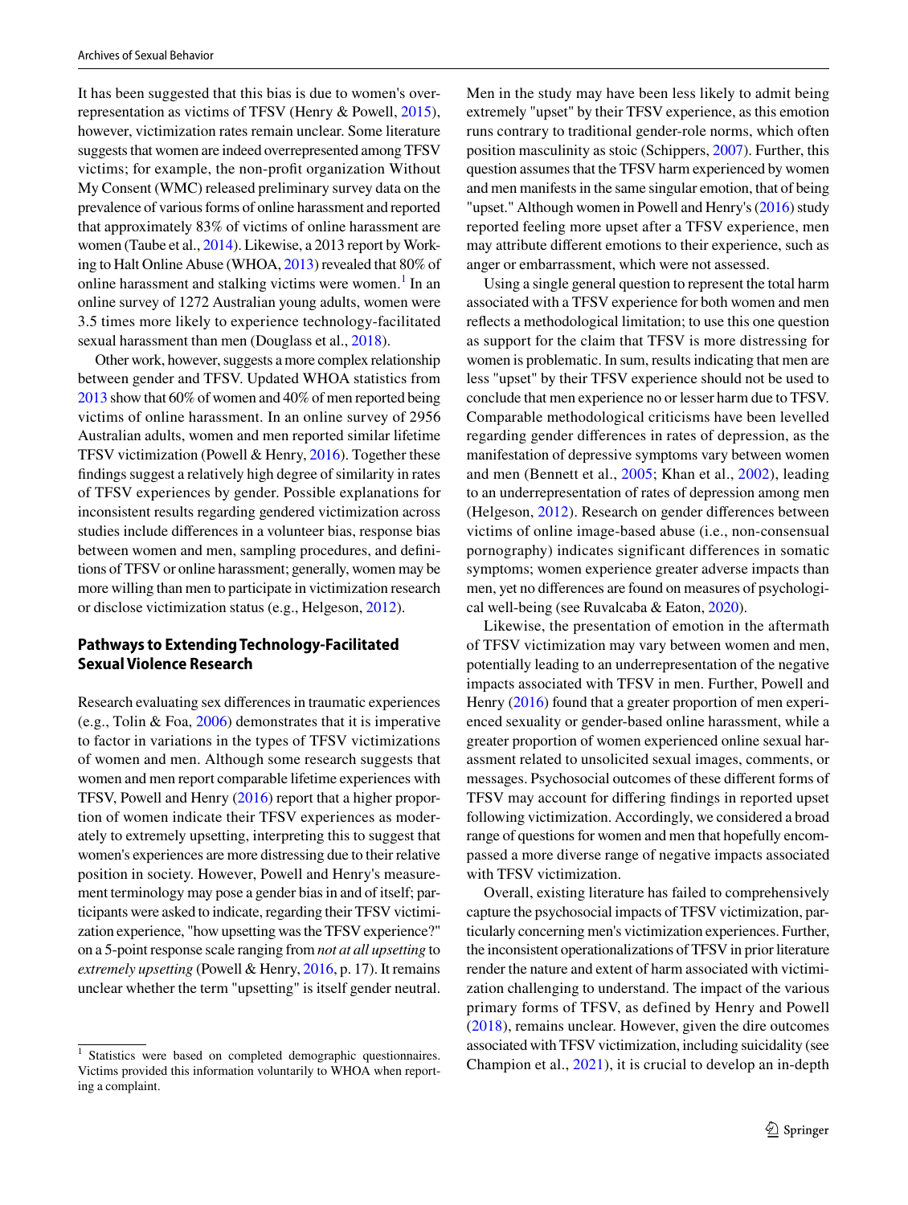It has been suggested that this bias is due to women's overrepresentation as victims of TFSV (Henry & Powell, 2015), however, victimization rates remain unclear. Some literature suggests that women are indeed overrepresented among TFSV victims; for example, the non-profit organization Without My Consent (WMC) released preliminary survey data on the prevalence of various forms of online harassment and reported that approximately 83% of victims of online harassment are women (Taube et al., 2014). Likewise, a 2013 report by Working to Halt Online Abuse (WHOA, 2013) revealed that 80% of online harassment and stalking victims were women.[1] In an online survey of 1272 Australian young adults, women were 3.5 times more likely to experience technology-facilitated sexual harassment than men (Douglass et al., 2018).

Other work, however, suggests a more complex relationship between gender and TFSV. Updated WHOA statistics from 2013 show that 60% of women and 40% of men reported being victims of online harassment. In an online survey of 2956 Australian adults, women and men reported similar lifetime TFSV victimization (Powell & Henry, 2016). Together these findings suggest a relatively high degree of similarity in rates of TFSV experiences by gender. Possible explanations for inconsistent results regarding gendered victimization across studies include differences in a volunteer bias, response bias between women and men, sampling procedures, and definitions of TFSV or online harassment; generally, women may be more willing than men to participate in victimization research or disclose victimization status (e.g., Helgeson, 2012).

## Pathways to Extending Technology-Facilitated Sexual Violence Research

Research evaluating sex differences in traumatic experiences (e.g., Tolin & Foa, 2006) demonstrates that it is imperative to factor in variations in the types of TFSV victimizations of women and men. Although some research suggests that women and men report comparable lifetime experiences with TFSV, Powell and Henry (2016) report that a higher proportion of women indicate their TFSV experiences as moderately to extremely upsetting, interpreting this to suggest that women's experiences are more distressing due to their relative position in society. However, Powell and Henry's measurement terminology may pose a gender bias in and of itself; participants were asked to indicate, regarding their TFSV victimization experience, "how upsetting was the TFSV experience?" on a 5-point response scale ranging from *not at all upsetting* to *extremely upsetting* (Powell & Henry, 2016, p. 17). It remains unclear whether the term "upsetting" is itself gender neutral. Men in the study may have been less likely to admit being extremely "upset" by their TFSV experience, as this emotion runs contrary to traditional gender-role norms, which often position masculinity as stoic (Schippers, 2007). Further, this question assumes that the TFSV harm experienced by women and men manifests in the same singular emotion, that of being "upset." Although women in Powell and Henry's (2016) study reported feeling more upset after a TFSV experience, men may attribute different emotions to their experience, such as anger or embarrassment, which were not assessed.

Using a single general question to represent the total harm associated with a TFSV experience for both women and men reflects a methodological limitation; to use this one question as support for the claim that TFSV is more distressing for women is problematic. In sum, results indicating that men are less "upset" by their TFSV experience should not be used to conclude that men experience no or lesser harm due to TFSV. Comparable methodological criticisms have been levelled regarding gender differences in rates of depression, as the manifestation of depressive symptoms vary between women and men (Bennett et al., 2005; Khan et al., 2002), leading to an underrepresentation of rates of depression among men (Helgeson, 2012). Research on gender differences between victims of online image-based abuse (i.e., non-consensual pornography) indicates significant differences in somatic symptoms; women experience greater adverse impacts than men, yet no differences are found on measures of psychological well-being (see Ruvalcaba & Eaton, 2020).

Likewise, the presentation of emotion in the aftermath of TFSV victimization may vary between women and men, potentially leading to an underrepresentation of the negative impacts associated with TFSV in men. Further, Powell and Henry (2016) found that a greater proportion of men experienced sexuality or gender-based online harassment, while a greater proportion of women experienced online sexual harassment related to unsolicited sexual images, comments, or messages. Psychosocial outcomes of these different forms of TFSV may account for differing findings in reported upset following victimization. Accordingly, we considered a broad range of questions for women and men that hopefully encompassed a more diverse range of negative impacts associated with TFSV victimization.

Overall, existing literature has failed to comprehensively capture the psychosocial impacts of TFSV victimization, particularly concerning men's victimization experiences. Further, the inconsistent operationalizations of TFSV in prior literature render the nature and extent of harm associated with victimization challenging to understand. The impact of the various primary forms of TFSV, as defined by Henry and Powell (2018), remains unclear. However, given the dire outcomes associated with TFSV victimization, including suicidality (see Champion et al., 2021), it is crucial to develop an in-depth

[1] Statistics were based on completed demographic questionnaires. Victims provided this information voluntarily to WHOA when reporting a complaint.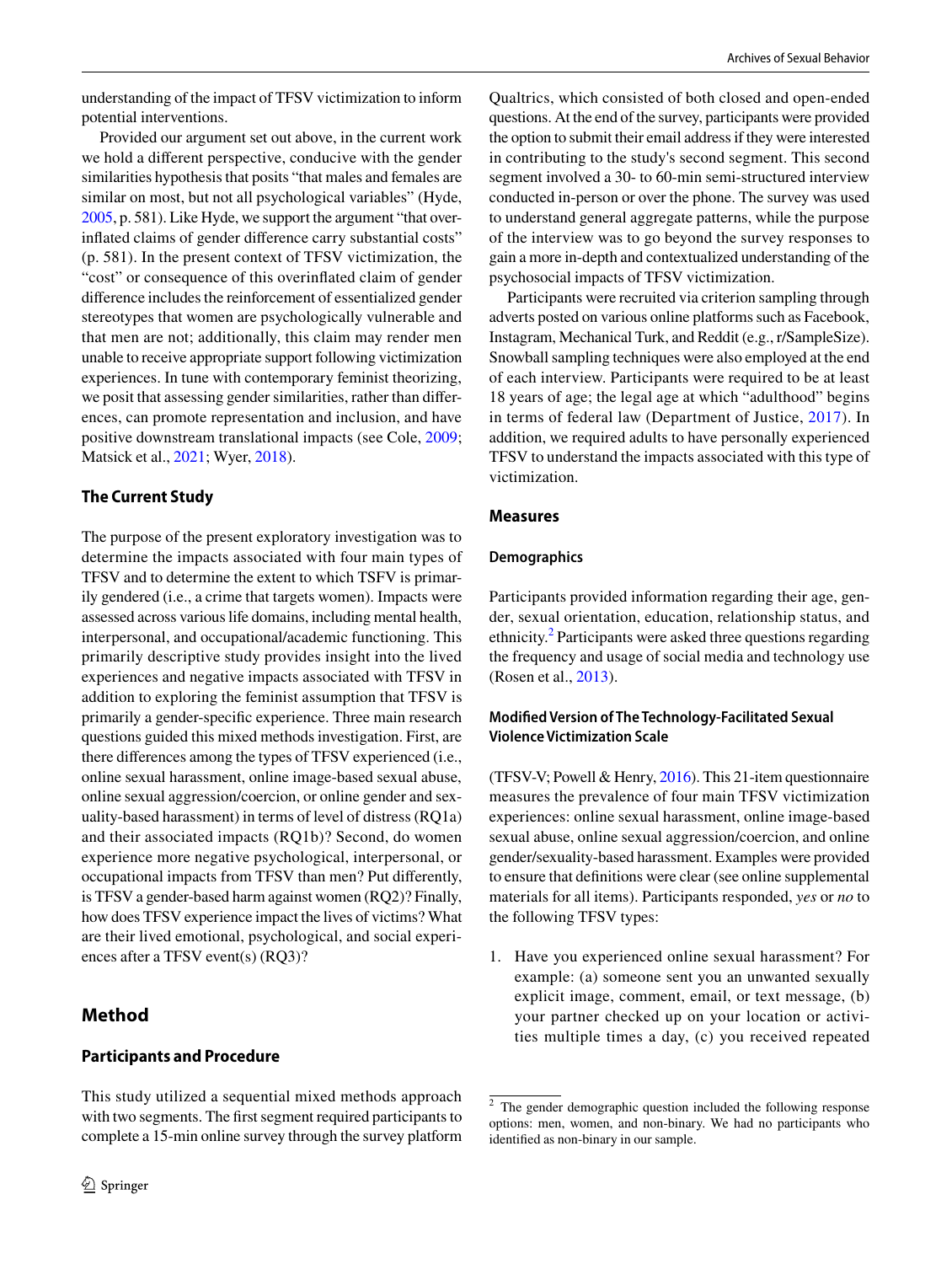understanding of the impact of TFSV victimization to inform potential interventions.

Provided our argument set out above, in the current work we hold a different perspective, conducive with the gender similarities hypothesis that posits "that males and females are similar on most, but not all psychological variables" (Hyde, 2005, p. 581). Like Hyde, we support the argument "that overinflated claims of gender difference carry substantial costs" (p. 581). In the present context of TFSV victimization, the "cost" or consequence of this overinflated claim of gender difference includes the reinforcement of essentialized gender stereotypes that women are psychologically vulnerable and that men are not; additionally, this claim may render men unable to receive appropriate support following victimization experiences. In tune with contemporary feminist theorizing, we posit that assessing gender similarities, rather than differences, can promote representation and inclusion, and have positive downstream translational impacts (see Cole, 2009; Matsick et al., 2021; Wyer, 2018).

### The Current Study

The purpose of the present exploratory investigation was to determine the impacts associated with four main types of TFSV and to determine the extent to which TSFV is primarily gendered (i.e., a crime that targets women). Impacts were assessed across various life domains, including mental health, interpersonal, and occupational/academic functioning. This primarily descriptive study provides insight into the lived experiences and negative impacts associated with TFSV in addition to exploring the feminist assumption that TFSV is primarily a gender-specific experience. Three main research questions guided this mixed methods investigation. First, are there differences among the types of TFSV experienced (i.e., online sexual harassment, online image-based sexual abuse, online sexual aggression/coercion, or online gender and sexuality-based harassment) in terms of level of distress (RQ1a) and their associated impacts (RQ1b)? Second, do women experience more negative psychological, interpersonal, or occupational impacts from TFSV than men? Put differently, is TFSV a gender-based harm against women (RQ2)? Finally, how does TFSV experience impact the lives of victims? What are their lived emotional, psychological, and social experiences after a TFSV event(s) (RQ3)?

## Method

### Participants and Procedure

This study utilized a sequential mixed methods approach with two segments. The first segment required participants to complete a 15-min online survey through the survey platform Qualtrics, which consisted of both closed and open-ended questions. At the end of the survey, participants were provided the option to submit their email address if they were interested in contributing to the study's second segment. This second segment involved a 30- to 60-min semi-structured interview conducted in-person or over the phone. The survey was used to understand general aggregate patterns, while the purpose of the interview was to go beyond the survey responses to gain a more in-depth and contextualized understanding of the psychosocial impacts of TFSV victimization.

Participants were recruited via criterion sampling through adverts posted on various online platforms such as Facebook, Instagram, Mechanical Turk, and Reddit (e.g., r/SampleSize). Snowball sampling techniques were also employed at the end of each interview. Participants were required to be at least 18 years of age; the legal age at which "adulthood" begins in terms of federal law (Department of Justice, 2017). In addition, we required adults to have personally experienced TFSV to understand the impacts associated with this type of victimization.

### Measures

#### Demographics

Participants provided information regarding their age, gender, sexual orientation, education, relationship status, and ethnicity.[2] Participants were asked three questions regarding the frequency and usage of social media and technology use (Rosen et al., 2013).

#### Modified Version of The Technology-Facilitated Sexual Violence Victimization Scale

(TFSV-V; Powell & Henry, 2016). This 21-item questionnaire measures the prevalence of four main TFSV victimization experiences: online sexual harassment, online image-based sexual abuse, online sexual aggression/coercion, and online gender/sexuality-based harassment. Examples were provided to ensure that definitions were clear (see online supplemental materials for all items). Participants responded, *yes* or *no* to the following TFSV types:

1. Have you experienced online sexual harassment? For example: (a) someone sent you an unwanted sexually explicit image, comment, email, or text message, (b) your partner checked up on your location or activities multiple times a day, (c) you received repeated

[2] The gender demographic question included the following response options: men, women, and non-binary. We had no participants who identified as non-binary in our sample.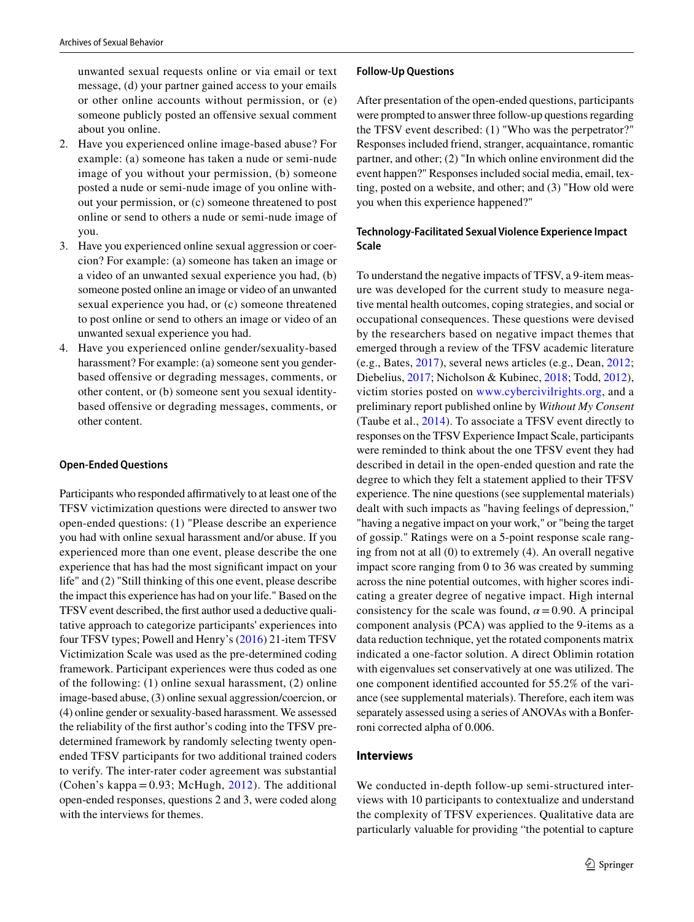unwanted sexual requests online or via email or text message, (d) your partner gained access to your emails or other online accounts without permission, or (e) someone publicly posted an offensive sexual comment about you online.

2. Have you experienced online image-based abuse? For example: (a) someone has taken a nude or semi-nude image of you without your permission, (b) someone posted a nude or semi-nude image of you online without your permission, or (c) someone threatened to post online or send to others a nude or semi-nude image of you.
3. Have you experienced online sexual aggression or coercion? For example: (a) someone has taken an image or a video of an unwanted sexual experience you had, (b) someone posted online an image or video of an unwanted sexual experience you had, or (c) someone threatened to post online or send to others an image or video of an unwanted sexual experience you had.
4. Have you experienced online gender/sexuality-based harassment? For example: (a) someone sent you gender-based offensive or degrading messages, comments, or other content, or (b) someone sent you sexual identity-based offensive or degrading messages, comments, or other content.

#### Open-Ended Questions

Participants who responded affirmatively to at least one of the TFSV victimization questions were directed to answer two open-ended questions: (1) "Please describe an experience you had with online sexual harassment and/or abuse. If you experienced more than one event, please describe the one experience that has had the most significant impact on your life" and (2) "Still thinking of this one event, please describe the impact this experience has had on your life." Based on the TFSV event described, the first author used a deductive qualitative approach to categorize participants' experiences into four TFSV types; Powell and Henry's (2016) 21-item TFSV Victimization Scale was used as the pre-determined coding framework. Participant experiences were thus coded as one of the following: (1) online sexual harassment, (2) online image-based abuse, (3) online sexual aggression/coercion, or (4) online gender or sexuality-based harassment. We assessed the reliability of the first author's coding into the TFSV pre-determined framework by randomly selecting twenty open-ended TFSV participants for two additional trained coders to verify. The inter-rater coder agreement was substantial (Cohen's kappa = 0.93; McHugh, 2012). The additional open-ended responses, questions 2 and 3, were coded along with the interviews for themes.

#### Follow-Up Questions

After presentation of the open-ended questions, participants were prompted to answer three follow-up questions regarding the TFSV event described: (1) "Who was the perpetrator?" Responses included friend, stranger, acquaintance, romantic partner, and other; (2) "In which online environment did the event happen?" Responses included social media, email, texting, posted on a website, and other; and (3) "How old were you when this experience happened?"

#### Technology-Facilitated Sexual Violence Experience Impact Scale

To understand the negative impacts of TFSV, a 9-item measure was developed for the current study to measure negative mental health outcomes, coping strategies, and social or occupational consequences. These questions were devised by the researchers based on negative impact themes that emerged through a review of the TFSV academic literature (e.g., Bates, 2017), several news articles (e.g., Dean, 2012; Diebelius, 2017; Nicholson & Kubinec, 2018; Todd, 2012), victim stories posted on www.cybercivilrights.org, and a preliminary report published online by *Without My Consent* (Taube et al., 2014). To associate a TFSV event directly to responses on the TFSV Experience Impact Scale, participants were reminded to think about the one TFSV event they had described in detail in the open-ended question and rate the degree to which they felt a statement applied to their TFSV experience. The nine questions (see supplemental materials) dealt with such impacts as "having feelings of depression," "having a negative impact on your work," or "being the target of gossip." Ratings were on a 5-point response scale ranging from not at all (0) to extremely (4). An overall negative impact score ranging from 0 to 36 was created by summing across the nine potential outcomes, with higher scores indicating a greater degree of negative impact. High internal consistency for the scale was found, $\alpha = 0.90$. A principal component analysis (PCA) was applied to the 9-items as a data reduction technique, yet the rotated components matrix indicated a one-factor solution. A direct Oblimin rotation with eigenvalues set conservatively at one was utilized. The one component identified accounted for 55.2% of the variance (see supplemental materials). Therefore, each item was separately assessed using a series of ANOVAs with a Bonferroni corrected alpha of 0.006.

### Interviews

We conducted in-depth follow-up semi-structured interviews with 10 participants to contextualize and understand the complexity of TFSV experiences. Qualitative data are particularly valuable for providing "the potential to capture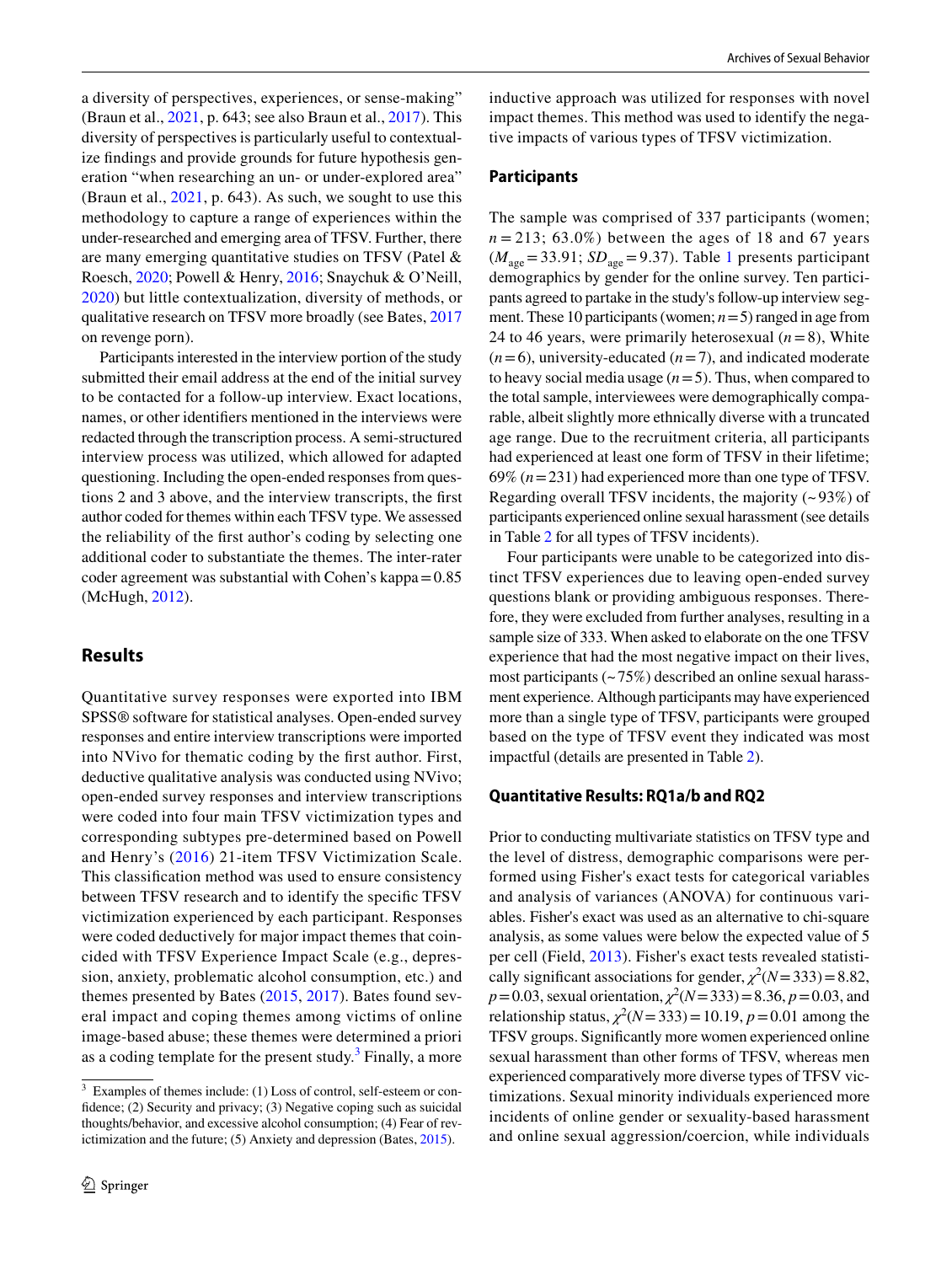a diversity of perspectives, experiences, or sense-making" (Braun et al., 2021, p. 643; see also Braun et al., 2017). This diversity of perspectives is particularly useful to contextualize findings and provide grounds for future hypothesis generation "when researching an un- or under-explored area" (Braun et al., 2021, p. 643). As such, we sought to use this methodology to capture a range of experiences within the under-researched and emerging area of TFSV. Further, there are many emerging quantitative studies on TFSV (Patel & Roesch, 2020; Powell & Henry, 2016; Snaychuk & O'Neill, 2020) but little contextualization, diversity of methods, or qualitative research on TFSV more broadly (see Bates, 2017 on revenge porn).

Participants interested in the interview portion of the study submitted their email address at the end of the initial survey to be contacted for a follow-up interview. Exact locations, names, or other identifiers mentioned in the interviews were redacted through the transcription process. A semi-structured interview process was utilized, which allowed for adapted questioning. Including the open-ended responses from questions 2 and 3 above, and the interview transcripts, the first author coded for themes within each TFSV type. We assessed the reliability of the first author's coding by selecting one additional coder to substantiate the themes. The inter-rater coder agreement was substantial with Cohen's kappa = 0.85 (McHugh, 2012).

## Results

Quantitative survey responses were exported into IBM SPSS® software for statistical analyses. Open-ended survey responses and entire interview transcriptions were imported into NVivo for thematic coding by the first author. First, deductive qualitative analysis was conducted using NVivo; open-ended survey responses and interview transcriptions were coded into four main TFSV victimization types and corresponding subtypes pre-determined based on Powell and Henry's (2016) 21-item TFSV Victimization Scale. This classification method was used to ensure consistency between TFSV research and to identify the specific TFSV victimization experienced by each participant. Responses were coded deductively for major impact themes that coincided with TFSV Experience Impact Scale (e.g., depression, anxiety, problematic alcohol consumption, etc.) and themes presented by Bates (2015, 2017). Bates found several impact and coping themes among victims of online image-based abuse; these themes were determined a priori as a coding template for the present study.[3] Finally, a more inductive approach was utilized for responses with novel impact themes. This method was used to identify the negative impacts of various types of TFSV victimization.

### Participants

The sample was comprised of 337 participants (women; $n = 213$; 63.0%) between the ages of 18 and 67 years ($M_{age} = 33.91$; $SD_{age} = 9.37$). Table 1 presents participant demographics by gender for the online survey. Ten participants agreed to partake in the study's follow-up interview segment. These 10 participants (women; $n = 5$) ranged in age from 24 to 46 years, were primarily heterosexual ($n = 8$), White ($n = 6$), university-educated ($n = 7$), and indicated moderate to heavy social media usage ($n = 5$). Thus, when compared to the total sample, interviewees were demographically comparable, albeit slightly more ethnically diverse with a truncated age range. Due to the recruitment criteria, all participants had experienced at least one form of TFSV in their lifetime; 69% ($n = 231$) had experienced more than one type of TFSV. Regarding overall TFSV incidents, the majority (~93%) of participants experienced online sexual harassment (see details in Table 2 for all types of TFSV incidents).

Four participants were unable to be categorized into distinct TFSV experiences due to leaving open-ended survey questions blank or providing ambiguous responses. Therefore, they were excluded from further analyses, resulting in a sample size of 333. When asked to elaborate on the one TFSV experience that had the most negative impact on their lives, most participants (~75%) described an online sexual harassment experience. Although participants may have experienced more than a single type of TFSV, participants were grouped based on the type of TFSV event they indicated was most impactful (details are presented in Table 2).

### Quantitative Results: RQ1a/b and RQ2

Prior to conducting multivariate statistics on TFSV type and the level of distress, demographic comparisons were performed using Fisher's exact tests for categorical variables and analysis of variances (ANOVA) for continuous variables. Fisher's exact was used as an alternative to chi-square analysis, as some values were below the expected value of 5 per cell (Field, 2013). Fisher's exact tests revealed statistically significant associations for gender, $\chi^2(N = 333) = 8.82$, $p = 0.03$, sexual orientation, $\chi^2(N = 333) = 8.36$, $p = 0.03$, and relationship status, $\chi^2(N = 333) = 10.19$, $p = 0.01$ among the TFSV groups. Significantly more women experienced online sexual harassment than other forms of TFSV, whereas men experienced comparatively more diverse types of TFSV victimizations. Sexual minority individuals experienced more incidents of online gender or sexuality-based harassment and online sexual aggression/coercion, while individuals

[3] Examples of themes include: (1) Loss of control, self-esteem or confidence; (2) Security and privacy; (3) Negative coping such as suicidal thoughts/behavior, and excessive alcohol consumption; (4) Fear of revictimization and the future; (5) Anxiety and depression (Bates, 2015).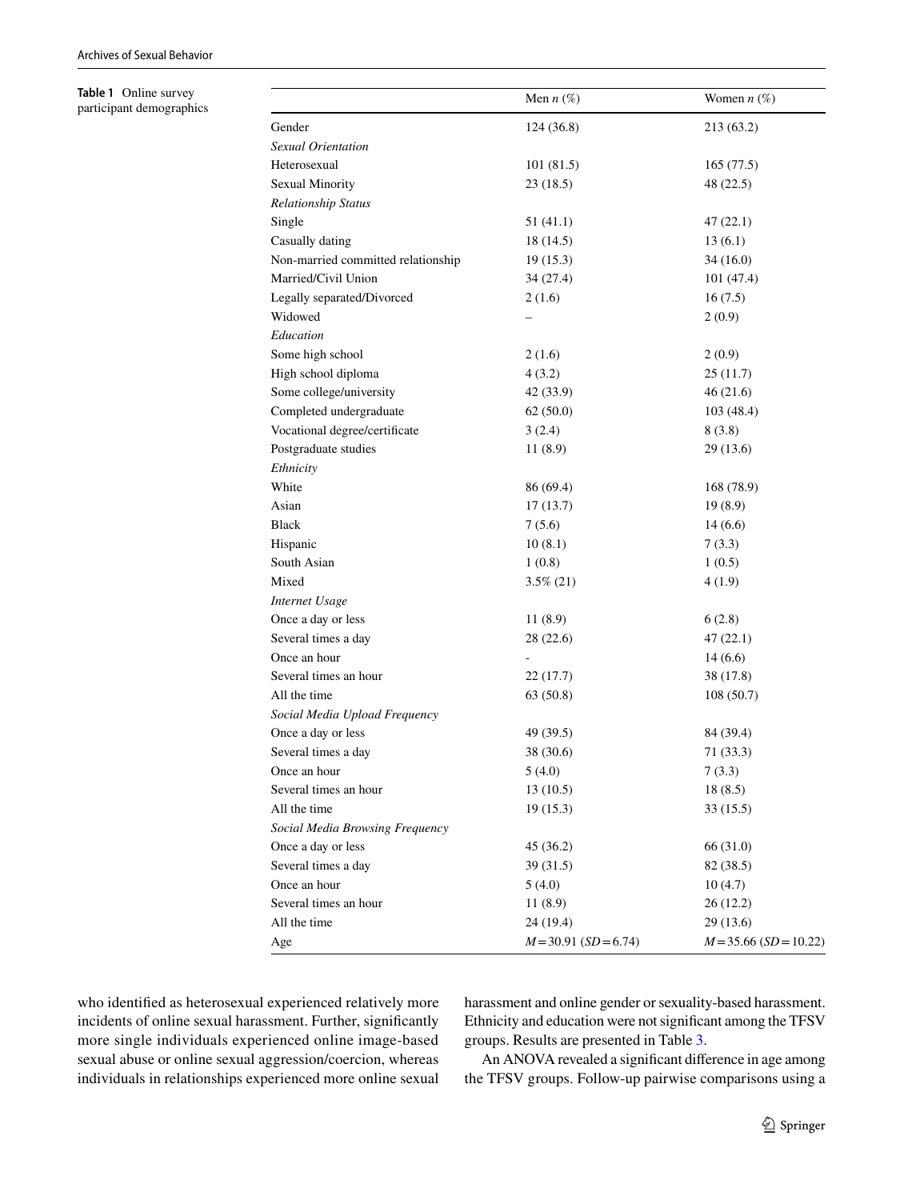**Table 1** Online survey participant demographics

| | Men *n* (%) | Women *n* (%) |
|---|---|---|
| Gender | 124 (36.8) | 213 (63.2) |
| *Sexual Orientation* | | |
| Heterosexual | 101 (81.5) | 165 (77.5) |
| Sexual Minority | 23 (18.5) | 48 (22.5) |
| *Relationship Status* | | |
| Single | 51 (41.1) | 47 (22.1) |
| Casually dating | 18 (14.5) | 13 (6.1) |
| Non-married committed relationship | 19 (15.3) | 34 (16.0) |
| Married/Civil Union | 34 (27.4) | 101 (47.4) |
| Legally separated/Divorced | 2 (1.6) | 16 (7.5) |
| Widowed | – | 2 (0.9) |
| *Education* | | |
| Some high school | 2 (1.6) | 2 (0.9) |
| High school diploma | 4 (3.2) | 25 (11.7) |
| Some college/university | 42 (33.9) | 46 (21.6) |
| Completed undergraduate | 62 (50.0) | 103 (48.4) |
| Vocational degree/certificate | 3 (2.4) | 8 (3.8) |
| Postgraduate studies | 11 (8.9) | 29 (13.6) |
| *Ethnicity* | | |
| White | 86 (69.4) | 168 (78.9) |
| Asian | 17 (13.7) | 19 (8.9) |
| Black | 7 (5.6) | 14 (6.6) |
| Hispanic | 10 (8.1) | 7 (3.3) |
| South Asian | 1 (0.8) | 1 (0.5) |
| Mixed | 3.5% (21) | 4 (1.9) |
| *Internet Usage* | | |
| Once a day or less | 11 (8.9) | 6 (2.8) |
| Several times a day | 28 (22.6) | 47 (22.1) |
| Once an hour | - | 14 (6.6) |
| Several times an hour | 22 (17.7) | 38 (17.8) |
| All the time | 63 (50.8) | 108 (50.7) |
| *Social Media Upload Frequency* | | |
| Once a day or less | 49 (39.5) | 84 (39.4) |
| Several times a day | 38 (30.6) | 71 (33.3) |
| Once an hour | 5 (4.0) | 7 (3.3) |
| Several times an hour | 13 (10.5) | 18 (8.5) |
| All the time | 19 (15.3) | 33 (15.5) |
| *Social Media Browsing Frequency* | | |
| Once a day or less | 45 (36.2) | 66 (31.0) |
| Several times a day | 39 (31.5) | 82 (38.5) |
| Once an hour | 5 (4.0) | 10 (4.7) |
| Several times an hour | 11 (8.9) | 26 (12.2) |
| All the time | 24 (19.4) | 29 (13.6) |
| Age | $M = 30.91$ ($SD = 6.74$) | $M = 35.66$ ($SD = 10.22$) |

who identified as heterosexual experienced relatively more incidents of online sexual harassment. Further, significantly more single individuals experienced online image-based sexual abuse or online sexual aggression/coercion, whereas individuals in relationships experienced more online sexual harassment and online gender or sexuality-based harassment. Ethnicity and education were not significant among the TFSV groups. Results are presented in Table 3.

An ANOVA revealed a significant difference in age among the TFSV groups. Follow-up pairwise comparisons using a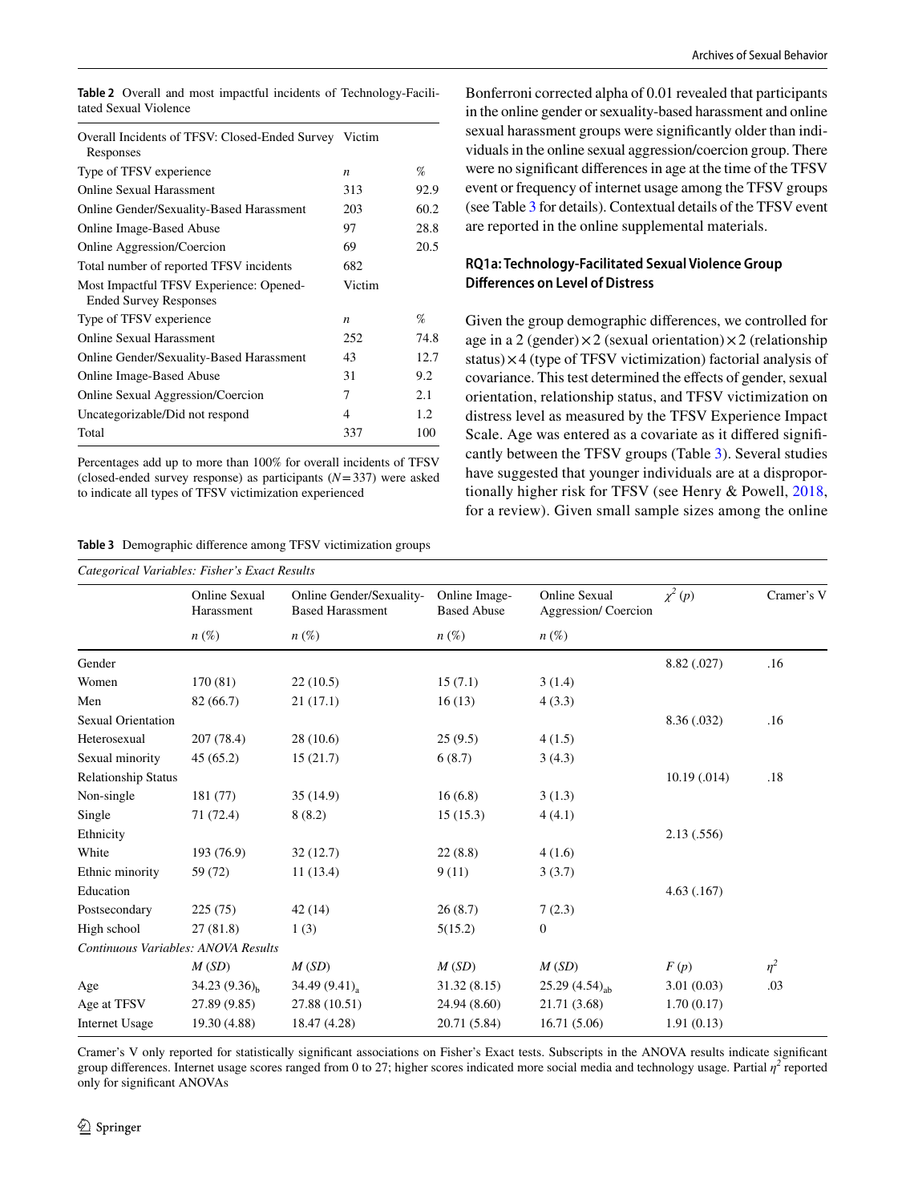**Table 2** Overall and most impactful incidents of Technology-Facilitated Sexual Violence

| Overall Incidents of TFSV: Closed-Ended Survey Responses | Victim | |
|---|---|---|
| Type of TFSV experience | *n* | % |
| Online Sexual Harassment | 313 | 92.9 |
| Online Gender/Sexuality-Based Harassment | 203 | 60.2 |
| Online Image-Based Abuse | 97 | 28.8 |
| Online Aggression/Coercion | 69 | 20.5 |
| Total number of reported TFSV incidents | 682 | |
| Most Impactful TFSV Experience: Opened-Ended Survey Responses | Victim | |
| Type of TFSV experience | *n* | % |
| Online Sexual Harassment | 252 | 74.8 |
| Online Gender/Sexuality-Based Harassment | 43 | 12.7 |
| Online Image-Based Abuse | 31 | 9.2 |
| Online Sexual Aggression/Coercion | 7 | 2.1 |
| Uncategorizable/Did not respond | 4 | 1.2 |
| Total | 337 | 100 |

Percentages add up to more than 100% for overall incidents of TFSV (closed-ended survey response) as participants ($N = 337$) were asked to indicate all types of TFSV victimization experienced

Bonferroni corrected alpha of 0.01 revealed that participants in the online gender or sexuality-based harassment and online sexual harassment groups were significantly older than individuals in the online sexual aggression/coercion group. There were no significant differences in age at the time of the TFSV event or frequency of internet usage among the TFSV groups (see Table 3 for details). Contextual details of the TFSV event are reported in the online supplemental materials.

### RQ1a: Technology-Facilitated Sexual Violence Group Differences on Level of Distress

Given the group demographic differences, we controlled for age in a 2 (gender) × 2 (sexual orientation) × 2 (relationship status) × 4 (type of TFSV victimization) factorial analysis of covariance. This test determined the effects of gender, sexual orientation, relationship status, and TFSV victimization on distress level as measured by the TFSV Experience Impact Scale. Age was entered as a covariate as it differed significantly between the TFSV groups (Table 3). Several studies have suggested that younger individuals are at a disproportionally higher risk for TFSV (see Henry & Powell, 2018, for a review). Given small sample sizes among the online

**Table 3** Demographic difference among TFSV victimization groups

| *Categorical Variables: Fisher's Exact Results* | | | | | | |
|---|---|---|---|---|---|---|
| | Online Sexual Harassment | Online Gender/Sexuality-Based Harassment | Online Image-Based Abuse | Online Sexual Aggression/ Coercion | $\chi^2$ (*p*) | Cramer's V |
| | *n* (%) | *n* (%) | *n* (%) | *n* (%) | | |
| Gender | | | | | 8.82 (.027) | .16 |
| Women | 170 (81) | 22 (10.5) | 15 (7.1) | 3 (1.4) | | |
| Men | 82 (66.7) | 21 (17.1) | 16 (13) | 4 (3.3) | | |
| Sexual Orientation | | | | | 8.36 (.032) | .16 |
| Heterosexual | 207 (78.4) | 28 (10.6) | 25 (9.5) | 4 (1.5) | | |
| Sexual minority | 45 (65.2) | 15 (21.7) | 6 (8.7) | 3 (4.3) | | |
| Relationship Status | | | | | 10.19 (.014) | .18 |
| Non-single | 181 (77) | 35 (14.9) | 16 (6.8) | 3 (1.3) | | |
| Single | 71 (72.4) | 8 (8.2) | 15 (15.3) | 4 (4.1) | | |
| Ethnicity | | | | | 2.13 (.556) | |
| White | 193 (76.9) | 32 (12.7) | 22 (8.8) | 4 (1.6) | | |
| Ethnic minority | 59 (72) | 11 (13.4) | 9 (11) | 3 (3.7) | | |
| Education | | | | | 4.63 (.167) | |
| Postsecondary | 225 (75) | 42 (14) | 26 (8.7) | 7 (2.3) | | |
| High school | 27 (81.8) | 1 (3) | 5(15.2) | 0 | | |
| *Continuous Variables: ANOVA Results* | | | | | | |
| | *M* (*SD*) | *M* (*SD*) | *M* (*SD*) | *M* (*SD*) | *F* (*p*) | $\eta^2$ |
| Age | 34.23 (9.36)$_b$ | 34.49 (9.41)$_a$ | 31.32 (8.15) | 25.29 (4.54)$_{ab}$ | 3.01 (0.03) | .03 |
| Age at TFSV | 27.89 (9.85) | 27.88 (10.51) | 24.94 (8.60) | 21.71 (3.68) | 1.70 (0.17) | |
| Internet Usage | 19.30 (4.88) | 18.47 (4.28) | 20.71 (5.84) | 16.71 (5.06) | 1.91 (0.13) | |

Cramer's V only reported for statistically significant associations on Fisher's Exact tests. Subscripts in the ANOVA results indicate significant group differences. Internet usage scores ranged from 0 to 27; higher scores indicated more social media and technology usage. Partial $\eta^2$ reported only for significant ANOVAs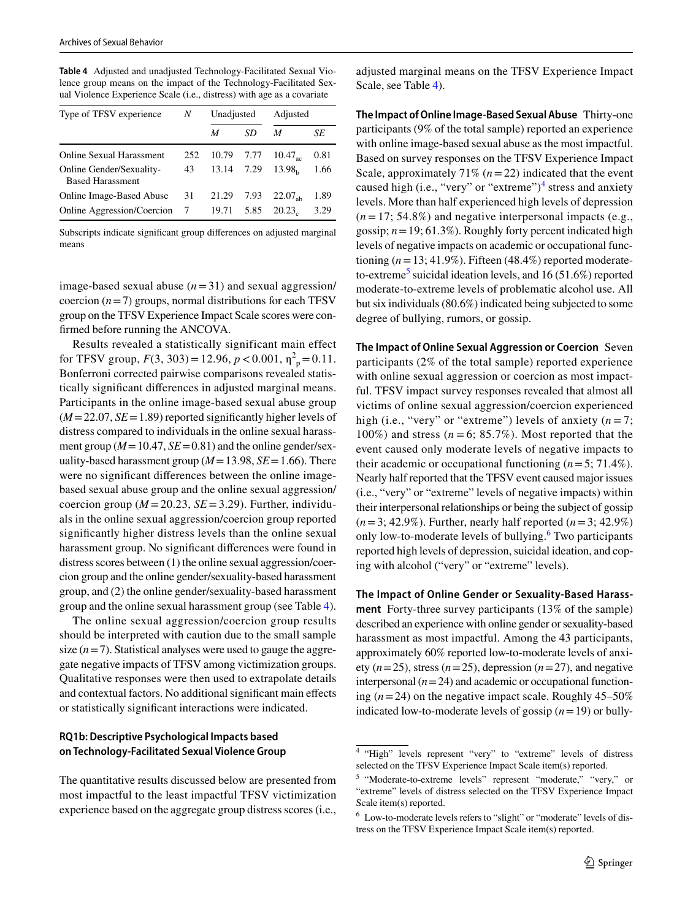**Table 4** Adjusted and unadjusted Technology-Facilitated Sexual Violence group means on the impact of the Technology-Facilitated Sexual Violence Experience Scale (i.e., distress) with age as a covariate

| Type of TFSV experience | *N* | Unadjusted | | Adjusted | |
|---|---|---|---|---|---|
| | | *M* | *SD* | *M* | *SE* |
| Online Sexual Harassment | 252 | 10.79 | 7.77 | $10.47_{ac}$ | 0.81 |
| Online Gender/Sexuality-Based Harassment | 43 | 13.14 | 7.29 | $13.98_{b}$ | 1.66 |
| Online Image-Based Abuse | 31 | 21.29 | 7.93 | $22.07_{ab}$ | 1.89 |
| Online Aggression/Coercion | 7 | 19.71 | 5.85 | $20.23_{c}$ | 3.29 |

Subscripts indicate significant group differences on adjusted marginal means

image-based sexual abuse ($n = 31$) and sexual aggression/coercion ($n = 7$) groups, normal distributions for each TFSV group on the TFSV Experience Impact Scale scores were confirmed before running the ANCOVA.

Results revealed a statistically significant main effect for TFSV group, $F(3, 303) = 12.96$, $p < 0.001$, $\eta^2_p = 0.11$. Bonferroni corrected pairwise comparisons revealed statistically significant differences in adjusted marginal means. Participants in the online image-based sexual abuse group ($M = 22.07$, $SE = 1.89$) reported significantly higher levels of distress compared to individuals in the online sexual harassment group ($M = 10.47$, $SE = 0.81$) and the online gender/sexuality-based harassment group ($M = 13.98$, $SE = 1.66$). There were no significant differences between the online image-based sexual abuse group and the online sexual aggression/coercion group ($M = 20.23$, $SE = 3.29$). Further, individuals in the online sexual aggression/coercion group reported significantly higher distress levels than the online sexual harassment group. No significant differences were found in distress scores between (1) the online sexual aggression/coercion group and the online gender/sexuality-based harassment group, and (2) the online gender/sexuality-based harassment group and the online sexual harassment group (see Table 4).

The online sexual aggression/coercion group results should be interpreted with caution due to the small sample size ($n = 7$). Statistical analyses were used to gauge the aggregate negative impacts of TFSV among victimization groups. Qualitative responses were then used to extrapolate details and contextual factors. No additional significant main effects or statistically significant interactions were indicated.

### RQ1b: Descriptive Psychological Impacts based on Technology-Facilitated Sexual Violence Group

The quantitative results discussed below are presented from most impactful to the least impactful TFSV victimization experience based on the aggregate group distress scores (i.e., adjusted marginal means on the TFSV Experience Impact Scale, see Table 4).

**The Impact of Online Image-Based Sexual Abuse** Thirty-one participants (9% of the total sample) reported an experience with online image-based sexual abuse as the most impactful. Based on survey responses on the TFSV Experience Impact Scale, approximately 71% ($n = 22$) indicated that the event caused high (i.e., "very" or "extreme")[4] stress and anxiety levels. More than half experienced high levels of depression ($n = 17$; 54.8%) and negative interpersonal impacts (e.g., gossip; $n = 19$; 61.3%). Roughly forty percent indicated high levels of negative impacts on academic or occupational functioning ($n = 13$; 41.9%). Fifteen (48.4%) reported moderate-to-extreme[5] suicidal ideation levels, and 16 (51.6%) reported moderate-to-extreme levels of problematic alcohol use. All but six individuals (80.6%) indicated being subjected to some degree of bullying, rumors, or gossip.

**The Impact of Online Sexual Aggression or Coercion** Seven participants (2% of the total sample) reported experience with online sexual aggression or coercion as most impactful. TFSV impact survey responses revealed that almost all victims of online sexual aggression/coercion experienced high (i.e., "very" or "extreme") levels of anxiety ($n = 7$; 100%) and stress ($n = 6$; 85.7%). Most reported that the event caused only moderate levels of negative impacts to their academic or occupational functioning ($n = 5$; 71.4%). Nearly half reported that the TFSV event caused major issues (i.e., "very" or "extreme" levels of negative impacts) within their interpersonal relationships or being the subject of gossip ($n = 3$; 42.9%). Further, nearly half reported ($n = 3$; 42.9%) only low-to-moderate levels of bullying.[6] Two participants reported high levels of depression, suicidal ideation, and coping with alcohol ("very" or "extreme" levels).

**The Impact of Online Gender or Sexuality-Based Harassment** Forty-three survey participants (13% of the sample) described an experience with online gender or sexuality-based harassment as most impactful. Among the 43 participants, approximately 60% reported low-to-moderate levels of anxiety ($n = 25$), stress ($n = 25$), depression ($n = 27$), and negative interpersonal ($n = 24$) and academic or occupational functioning ($n = 24$) on the negative impact scale. Roughly 45–50% indicated low-to-moderate levels of gossip ($n = 19$) or bully-

[4] "High" levels represent "very" to "extreme" levels of distress selected on the TFSV Experience Impact Scale item(s) reported.

[5] "Moderate-to-extreme levels" represent "moderate," "very," or "extreme" levels of distress selected on the TFSV Experience Impact Scale item(s) reported.

[6] Low-to-moderate levels refers to "slight" or "moderate" levels of distress on the TFSV Experience Impact Scale item(s) reported.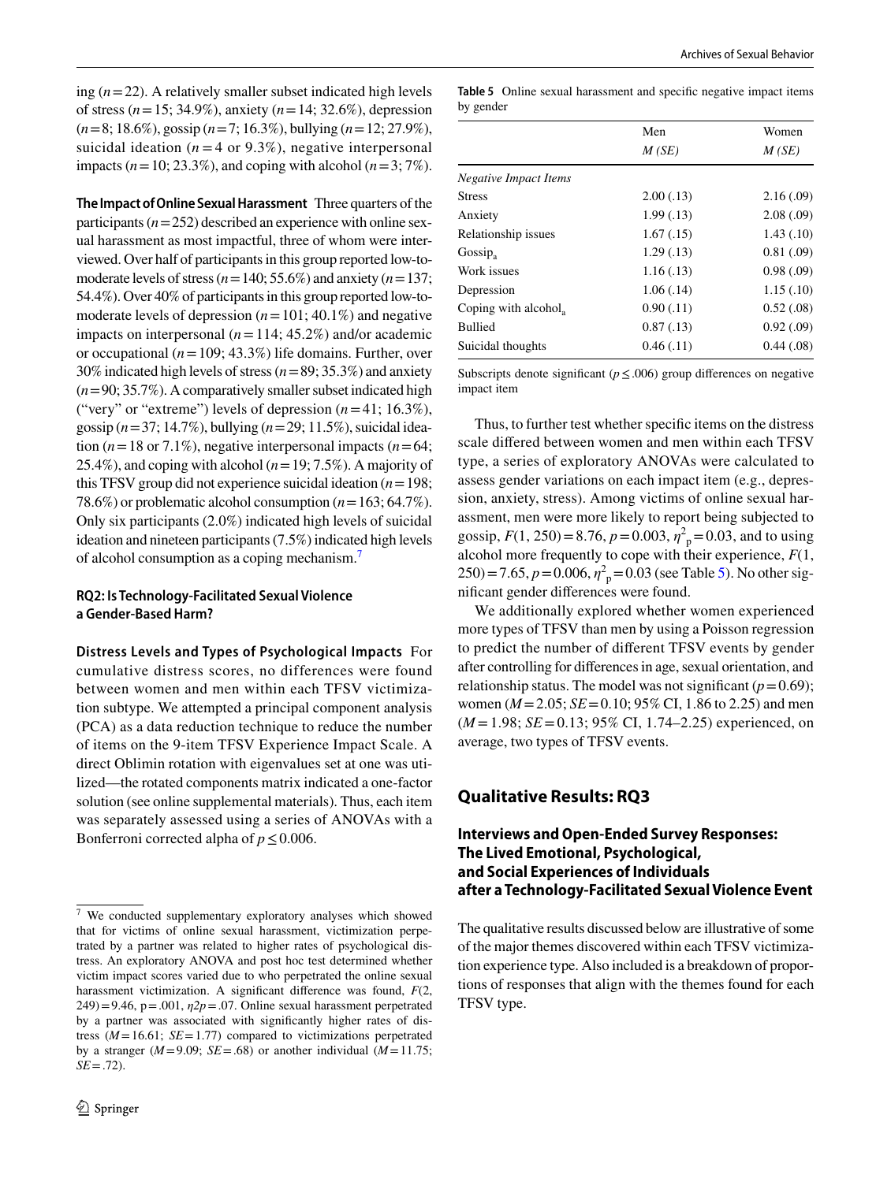ing ($n = 22$). A relatively smaller subset indicated high levels of stress ($n = 15$; 34.9%), anxiety ($n = 14$; 32.6%), depression ($n = 8$; 18.6%), gossip ($n = 7$; 16.3%), bullying ($n = 12$; 27.9%), suicidal ideation ($n = 4$ or 9.3%), negative interpersonal impacts ($n = 10$; 23.3%), and coping with alcohol ($n = 3$; 7%).

**The Impact of Online Sexual Harassment** Three quarters of the participants ($n = 252$) described an experience with online sexual harassment as most impactful, three of whom were interviewed. Over half of participants in this group reported low-to-moderate levels of stress ($n = 140$; 55.6%) and anxiety ($n = 137$; 54.4%). Over 40% of participants in this group reported low-to-moderate levels of depression ($n = 101$; 40.1%) and negative impacts on interpersonal ($n = 114$; 45.2%) and/or academic or occupational ($n = 109$; 43.3%) life domains. Further, over 30% indicated high levels of stress ($n = 89$; 35.3%) and anxiety ($n = 90$; 35.7%). A comparatively smaller subset indicated high ("very" or "extreme") levels of depression ($n = 41$; 16.3%), gossip ($n = 37$; 14.7%), bullying ($n = 29$; 11.5%), suicidal ideation ($n = 18$ or 7.1%), negative interpersonal impacts ($n = 64$; 25.4%), and coping with alcohol ($n = 19$; 7.5%). A majority of this TFSV group did not experience suicidal ideation ($n = 198$; 78.6%) or problematic alcohol consumption ($n = 163$; 64.7%). Only six participants (2.0%) indicated high levels of suicidal ideation and nineteen participants (7.5%) indicated high levels of alcohol consumption as a coping mechanism.[7]

### RQ2: Is Technology-Facilitated Sexual Violence a Gender-Based Harm?

**Distress Levels and Types of Psychological Impacts** For cumulative distress scores, no differences were found between women and men within each TFSV victimization subtype. We attempted a principal component analysis (PCA) as a data reduction technique to reduce the number of items on the 9-item TFSV Experience Impact Scale. A direct Oblimin rotation with eigenvalues set at one was utilized—the rotated components matrix indicated a one-factor solution (see online supplemental materials). Thus, each item was separately assessed using a series of ANOVAs with a Bonferroni corrected alpha of $p \leq 0.006$.

**Table 5** Online sexual harassment and specific negative impact items by gender

| | Men | Women |
|---|---|---|
| | *M (SE)* | *M (SE)* |
| *Negative Impact Items* | | |
| Stress | 2.00 (.13) | 2.16 (.09) |
| Anxiety | 1.99 (.13) | 2.08 (.09) |
| Relationship issues | 1.67 (.15) | 1.43 (.10) |
| Gossip$_a$ | 1.29 (.13) | 0.81 (.09) |
| Work issues | 1.16 (.13) | 0.98 (.09) |
| Depression | 1.06 (.14) | 1.15 (.10) |
| Coping with alcohol$_a$ | 0.90 (.11) | 0.52 (.08) |
| Bullied | 0.87 (.13) | 0.92 (.09) |
| Suicidal thoughts | 0.46 (.11) | 0.44 (.08) |

Subscripts denote significant ($p \leq .006$) group differences on negative impact item

Thus, to further test whether specific items on the distress scale differed between women and men within each TFSV type, a series of exploratory ANOVAs were calculated to assess gender variations on each impact item (e.g., depression, anxiety, stress). Among victims of online sexual harassment, men were more likely to report being subjected to gossip, $F(1, 250) = 8.76$, $p = 0.003$, $\eta^2_p = 0.03$, and to using alcohol more frequently to cope with their experience, $F(1, 250) = 7.65$, $p = 0.006$, $\eta^2_p = 0.03$ (see Table 5). No other significant gender differences were found.

We additionally explored whether women experienced more types of TFSV than men by using a Poisson regression to predict the number of different TFSV events by gender after controlling for differences in age, sexual orientation, and relationship status. The model was not significant ($p = 0.69$); women ($M = 2.05$; $SE = 0.10$; 95% CI, 1.86 to 2.25) and men ($M = 1.98$; $SE = 0.13$; 95% CI, 1.74–2.25) experienced, on average, two types of TFSV events.

## Qualitative Results: RQ3

### Interviews and Open-Ended Survey Responses: The Lived Emotional, Psychological, and Social Experiences of Individuals after a Technology-Facilitated Sexual Violence Event

The qualitative results discussed below are illustrative of some of the major themes discovered within each TFSV victimization experience type. Also included is a breakdown of proportions of responses that align with the themes found for each TFSV type.

[7] We conducted supplementary exploratory analyses which showed that for victims of online sexual harassment, victimization perpetrated by a partner was related to higher rates of psychological distress. An exploratory ANOVA and post hoc test determined whether victim impact scores varied due to who perpetrated the online sexual harassment victimization. A significant difference was found, $F(2, 249) = 9.46$, $p = .001$, $\eta 2p = .07$. Online sexual harassment perpetrated by a partner was associated with significantly higher rates of distress ($M = 16.61$; $SE = 1.77$) compared to victimizations perpetrated by a stranger ($M = 9.09$; $SE = .68$) or another individual ($M = 11.75$; $SE = .72$).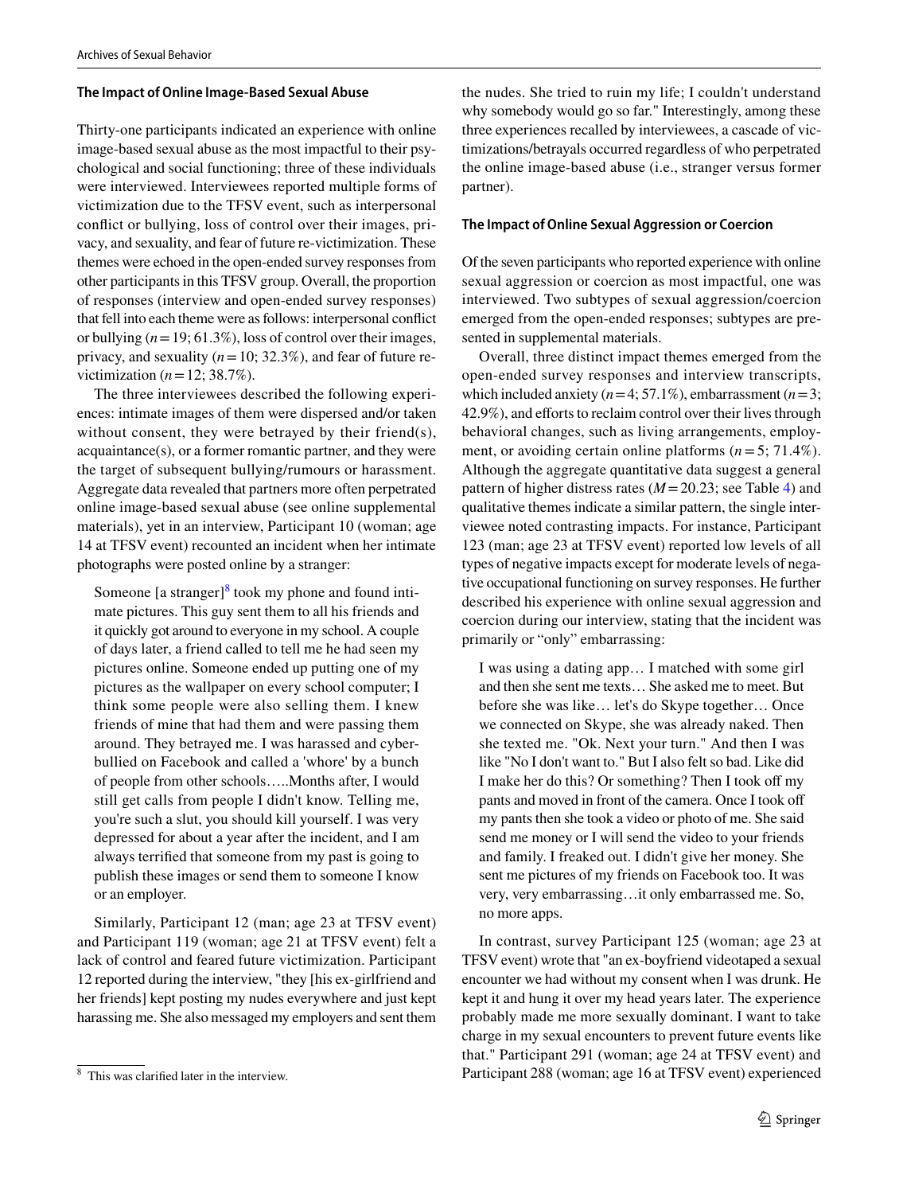### The Impact of Online Image-Based Sexual Abuse

Thirty-one participants indicated an experience with online image-based sexual abuse as the most impactful to their psychological and social functioning; three of these individuals were interviewed. Interviewees reported multiple forms of victimization due to the TFSV event, such as interpersonal conflict or bullying, loss of control over their images, privacy, and sexuality, and fear of future re-victimization. These themes were echoed in the open-ended survey responses from other participants in this TFSV group. Overall, the proportion of responses (interview and open-ended survey responses) that fell into each theme were as follows: interpersonal conflict or bullying ($n = 19$; 61.3%), loss of control over their images, privacy, and sexuality ($n = 10$; 32.3%), and fear of future re-victimization ($n = 12$; 38.7%).

The three interviewees described the following experiences: intimate images of them were dispersed and/or taken without consent, they were betrayed by their friend(s), acquaintance(s), or a former romantic partner, and they were the target of subsequent bullying/rumours or harassment. Aggregate data revealed that partners more often perpetrated online image-based sexual abuse (see online supplemental materials), yet in an interview, Participant 10 (woman; age 14 at TFSV event) recounted an incident when her intimate photographs were posted online by a stranger:

> Someone [a stranger][8] took my phone and found intimate pictures. This guy sent them to all his friends and it quickly got around to everyone in my school. A couple of days later, a friend called to tell me he had seen my pictures online. Someone ended up putting one of my pictures as the wallpaper on every school computer; I think some people were also selling them. I knew friends of mine that had them and were passing them around. They betrayed me. I was harassed and cyberbullied on Facebook and called a 'whore' by a bunch of people from other schools…..Months after, I would still get calls from people I didn't know. Telling me, you're such a slut, you should kill yourself. I was very depressed for about a year after the incident, and I am always terrified that someone from my past is going to publish these images or send them to someone I know or an employer.

Similarly, Participant 12 (man; age 23 at TFSV event) and Participant 119 (woman; age 21 at TFSV event) felt a lack of control and feared future victimization. Participant 12 reported during the interview, "they [his ex-girlfriend and her friends] kept posting my nudes everywhere and just kept harassing me. She also messaged my employers and sent them the nudes. She tried to ruin my life; I couldn't understand why somebody would go so far." Interestingly, among these three experiences recalled by interviewees, a cascade of victimizations/betrayals occurred regardless of who perpetrated the online image-based abuse (i.e., stranger versus former partner).

[8] This was clarified later in the interview.

### The Impact of Online Sexual Aggression or Coercion

Of the seven participants who reported experience with online sexual aggression or coercion as most impactful, one was interviewed. Two subtypes of sexual aggression/coercion emerged from the open-ended responses; subtypes are presented in supplemental materials.

Overall, three distinct impact themes emerged from the open-ended survey responses and interview transcripts, which included anxiety ($n = 4$; 57.1%), embarrassment ($n = 3$; 42.9%), and efforts to reclaim control over their lives through behavioral changes, such as living arrangements, employment, or avoiding certain online platforms ($n = 5$; 71.4%). Although the aggregate quantitative data suggest a general pattern of higher distress rates ($M = 20.23$; see Table 4) and qualitative themes indicate a similar pattern, the single interviewee noted contrasting impacts. For instance, Participant 123 (man; age 23 at TFSV event) reported low levels of all types of negative impacts except for moderate levels of negative occupational functioning on survey responses. He further described his experience with online sexual aggression and coercion during our interview, stating that the incident was primarily or "only" embarrassing:

> I was using a dating app… I matched with some girl and then she sent me texts… She asked me to meet. But before she was like… let's do Skype together… Once we connected on Skype, she was already naked. Then she texted me. "Ok. Next your turn." And then I was like "No I don't want to." But I also felt so bad. Like did I make her do this? Or something? Then I took off my pants and moved in front of the camera. Once I took off my pants then she took a video or photo of me. She said send me money or I will send the video to your friends and family. I freaked out. I didn't give her money. She sent me pictures of my friends on Facebook too. It was very, very embarrassing…it only embarrassed me. So, no more apps.

In contrast, survey Participant 125 (woman; age 23 at TFSV event) wrote that "an ex-boyfriend videotaped a sexual encounter we had without my consent when I was drunk. He kept it and hung it over my head years later. The experience probably made me more sexually dominant. I want to take charge in my sexual encounters to prevent future events like that." Participant 291 (woman; age 24 at TFSV event) and Participant 288 (woman; age 16 at TFSV event) experienced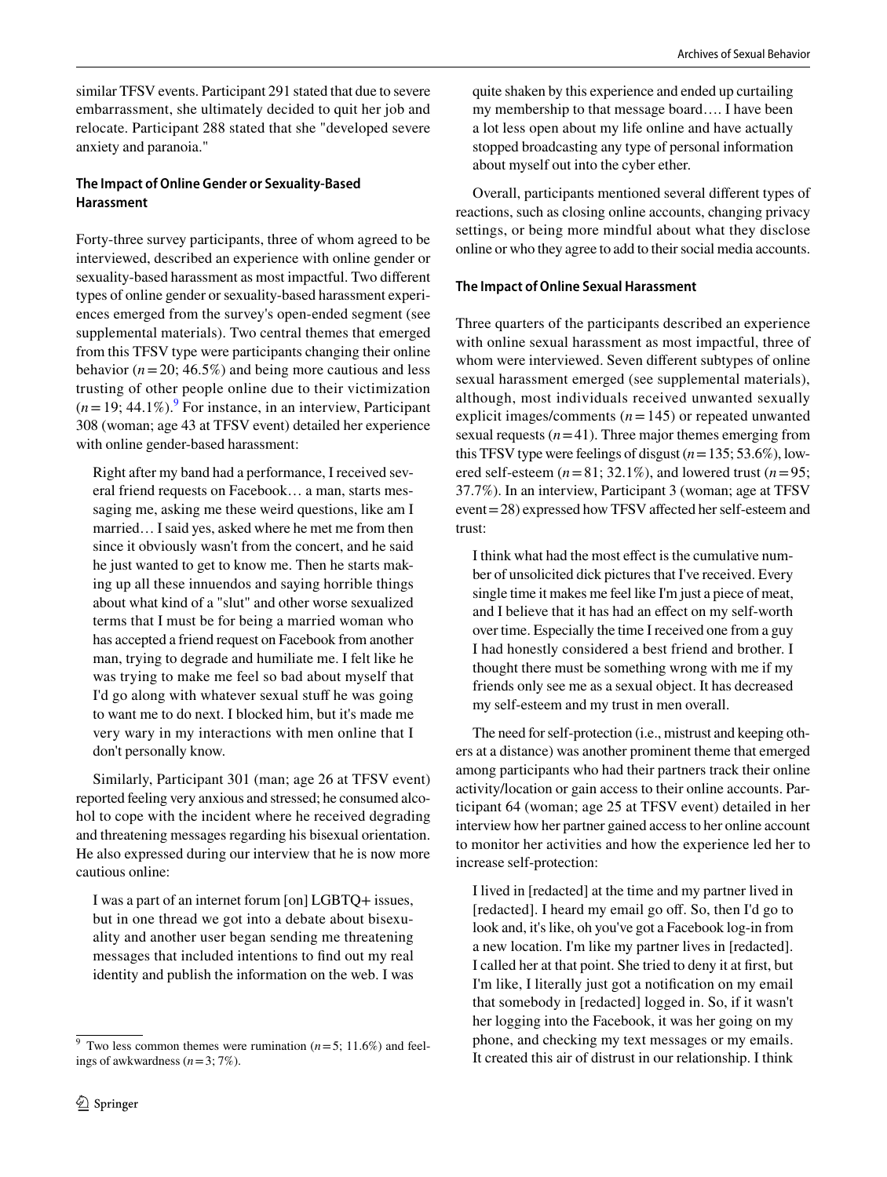similar TFSV events. Participant 291 stated that due to severe embarrassment, she ultimately decided to quit her job and relocate. Participant 288 stated that she "developed severe anxiety and paranoia."

### The Impact of Online Gender or Sexuality-Based Harassment

Forty-three survey participants, three of whom agreed to be interviewed, described an experience with online gender or sexuality-based harassment as most impactful. Two different types of online gender or sexuality-based harassment experiences emerged from the survey's open-ended segment (see supplemental materials). Two central themes that emerged from this TFSV type were participants changing their online behavior ($n = 20$; 46.5%) and being more cautious and less trusting of other people online due to their victimization ($n = 19$; 44.1%).[9] For instance, in an interview, Participant 308 (woman; age 43 at TFSV event) detailed her experience with online gender-based harassment:

> Right after my band had a performance, I received several friend requests on Facebook… a man, starts messaging me, asking me these weird questions, like am I married… I said yes, asked where he met me from then since it obviously wasn't from the concert, and he said he just wanted to get to know me. Then he starts making up all these innuendos and saying horrible things about what kind of a "slut" and other worse sexualized terms that I must be for being a married woman who has accepted a friend request on Facebook from another man, trying to degrade and humiliate me. I felt like he was trying to make me feel so bad about myself that I'd go along with whatever sexual stuff he was going to want me to do next. I blocked him, but it's made me very wary in my interactions with men online that I don't personally know.

Similarly, Participant 301 (man; age 26 at TFSV event) reported feeling very anxious and stressed; he consumed alcohol to cope with the incident where he received degrading and threatening messages regarding his bisexual orientation. He also expressed during our interview that he is now more cautious online:

> I was a part of an internet forum [on] LGBTQ+ issues, but in one thread we got into a debate about bisexuality and another user began sending me threatening messages that included intentions to find out my real identity and publish the information on the web. I was quite shaken by this experience and ended up curtailing my membership to that message board…. I have been a lot less open about my life online and have actually stopped broadcasting any type of personal information about myself out into the cyber ether.

Overall, participants mentioned several different types of reactions, such as closing online accounts, changing privacy settings, or being more mindful about what they disclose online or who they agree to add to their social media accounts.

### The Impact of Online Sexual Harassment

Three quarters of the participants described an experience with online sexual harassment as most impactful, three of whom were interviewed. Seven different subtypes of online sexual harassment emerged (see supplemental materials), although, most individuals received unwanted sexually explicit images/comments ($n = 145$) or repeated unwanted sexual requests ($n = 41$). Three major themes emerging from this TFSV type were feelings of disgust ($n = 135$; 53.6%), lowered self-esteem ($n = 81$; 32.1%), and lowered trust ($n = 95$; 37.7%). In an interview, Participant 3 (woman; age at TFSV event = 28) expressed how TFSV affected her self-esteem and trust:

> I think what had the most effect is the cumulative number of unsolicited dick pictures that I've received. Every single time it makes me feel like I'm just a piece of meat, and I believe that it has had an effect on my self-worth over time. Especially the time I received one from a guy I had honestly considered a best friend and brother. I thought there must be something wrong with me if my friends only see me as a sexual object. It has decreased my self-esteem and my trust in men overall.

The need for self-protection (i.e., mistrust and keeping others at a distance) was another prominent theme that emerged among participants who had their partners track their online activity/location or gain access to their online accounts. Participant 64 (woman; age 25 at TFSV event) detailed in her interview how her partner gained access to her online account to monitor her activities and how the experience led her to increase self-protection:

> I lived in [redacted] at the time and my partner lived in [redacted]. I heard my email go off. So, then I'd go to look and, it's like, oh you've got a Facebook log-in from a new location. I'm like my partner lives in [redacted]. I called her at that point. She tried to deny it at first, but I'm like, I literally just got a notification on my email that somebody in [redacted] logged in. So, if it wasn't her logging into the Facebook, it was her going on my phone, and checking my text messages or my emails. It created this air of distrust in our relationship. I think

[9] Two less common themes were rumination ($n = 5$; 11.6%) and feelings of awkwardness ($n = 3$; 7%).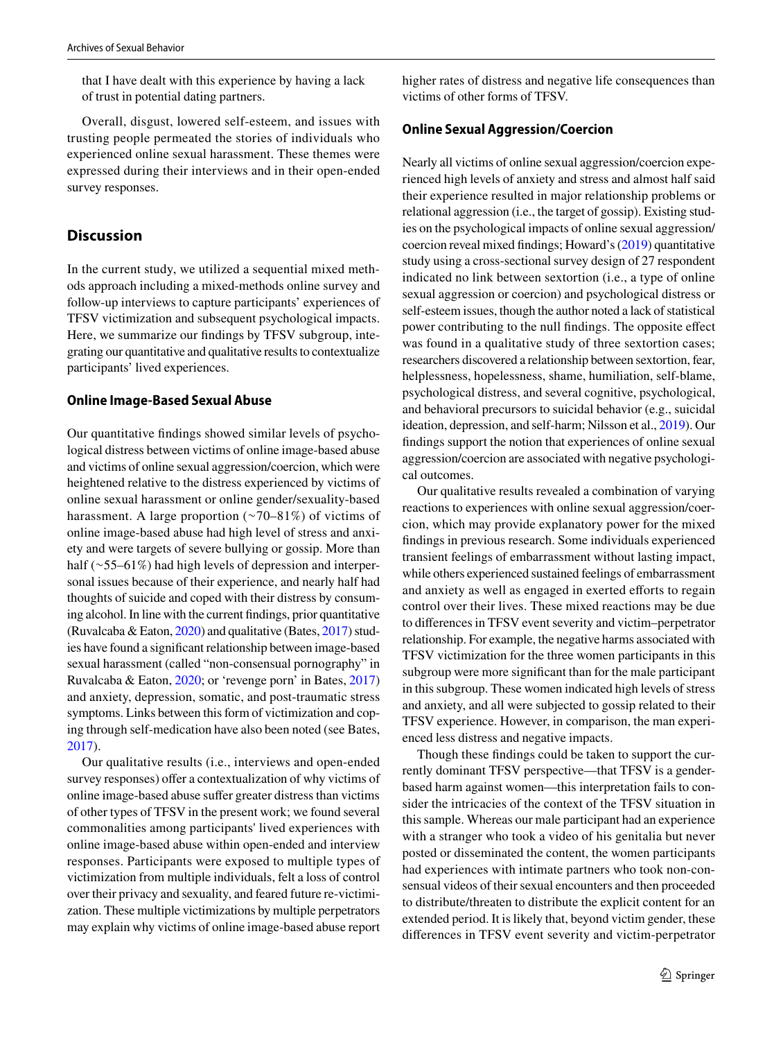that I have dealt with this experience by having a lack of trust in potential dating partners.

Overall, disgust, lowered self-esteem, and issues with trusting people permeated the stories of individuals who experienced online sexual harassment. These themes were expressed during their interviews and in their open-ended survey responses.

## Discussion

In the current study, we utilized a sequential mixed methods approach including a mixed-methods online survey and follow-up interviews to capture participants' experiences of TFSV victimization and subsequent psychological impacts. Here, we summarize our findings by TFSV subgroup, integrating our quantitative and qualitative results to contextualize participants' lived experiences.

### Online Image-Based Sexual Abuse

Our quantitative findings showed similar levels of psychological distress between victims of online image-based abuse and victims of online sexual aggression/coercion, which were heightened relative to the distress experienced by victims of online sexual harassment or online gender/sexuality-based harassment. A large proportion (~70–81%) of victims of online image-based abuse had high level of stress and anxiety and were targets of severe bullying or gossip. More than half (~55–61%) had high levels of depression and interpersonal issues because of their experience, and nearly half had thoughts of suicide and coped with their distress by consuming alcohol. In line with the current findings, prior quantitative (Ruvalcaba & Eaton, 2020) and qualitative (Bates, 2017) studies have found a significant relationship between image-based sexual harassment (called "non-consensual pornography" in Ruvalcaba & Eaton, 2020; or 'revenge porn' in Bates, 2017) and anxiety, depression, somatic, and post-traumatic stress symptoms. Links between this form of victimization and coping through self-medication have also been noted (see Bates, 2017).

Our qualitative results (i.e., interviews and open-ended survey responses) offer a contextualization of why victims of online image-based abuse suffer greater distress than victims of other types of TFSV in the present work; we found several commonalities among participants' lived experiences with online image-based abuse within open-ended and interview responses. Participants were exposed to multiple types of victimization from multiple individuals, felt a loss of control over their privacy and sexuality, and feared future re-victimization. These multiple victimizations by multiple perpetrators may explain why victims of online image-based abuse report higher rates of distress and negative life consequences than victims of other forms of TFSV.

### Online Sexual Aggression/Coercion

Nearly all victims of online sexual aggression/coercion experienced high levels of anxiety and stress and almost half said their experience resulted in major relationship problems or relational aggression (i.e., the target of gossip). Existing studies on the psychological impacts of online sexual aggression/coercion reveal mixed findings; Howard's (2019) quantitative study using a cross-sectional survey design of 27 respondent indicated no link between sextortion (i.e., a type of online sexual aggression or coercion) and psychological distress or self-esteem issues, though the author noted a lack of statistical power contributing to the null findings. The opposite effect was found in a qualitative study of three sextortion cases; researchers discovered a relationship between sextortion, fear, helplessness, hopelessness, shame, humiliation, self-blame, psychological distress, and several cognitive, psychological, and behavioral precursors to suicidal behavior (e.g., suicidal ideation, depression, and self-harm; Nilsson et al., 2019). Our findings support the notion that experiences of online sexual aggression/coercion are associated with negative psychological outcomes.

Our qualitative results revealed a combination of varying reactions to experiences with online sexual aggression/coercion, which may provide explanatory power for the mixed findings in previous research. Some individuals experienced transient feelings of embarrassment without lasting impact, while others experienced sustained feelings of embarrassment and anxiety as well as engaged in exerted efforts to regain control over their lives. These mixed reactions may be due to differences in TFSV event severity and victim–perpetrator relationship. For example, the negative harms associated with TFSV victimization for the three women participants in this subgroup were more significant than for the male participant in this subgroup. These women indicated high levels of stress and anxiety, and all were subjected to gossip related to their TFSV experience. However, in comparison, the man experienced less distress and negative impacts.

Though these findings could be taken to support the currently dominant TFSV perspective—that TFSV is a gender-based harm against women—this interpretation fails to consider the intricacies of the context of the TFSV situation in this sample. Whereas our male participant had an experience with a stranger who took a video of his genitalia but never posted or disseminated the content, the women participants had experiences with intimate partners who took non-consensual videos of their sexual encounters and then proceeded to distribute/threaten to distribute the explicit content for an extended period. It is likely that, beyond victim gender, these differences in TFSV event severity and victim-perpetrator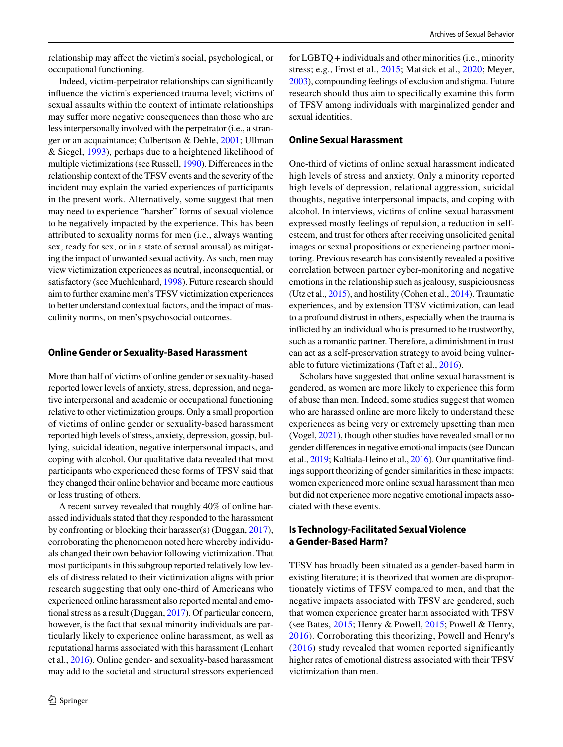relationship may affect the victim's social, psychological, or occupational functioning.

Indeed, victim-perpetrator relationships can significantly influence the victim's experienced trauma level; victims of sexual assaults within the context of intimate relationships may suffer more negative consequences than those who are less interpersonally involved with the perpetrator (i.e., a stranger or an acquaintance; Culbertson & Dehle, 2001; Ullman & Siegel, 1993), perhaps due to a heightened likelihood of multiple victimizations (see Russell, 1990). Differences in the relationship context of the TFSV events and the severity of the incident may explain the varied experiences of participants in the present work. Alternatively, some suggest that men may need to experience "harsher" forms of sexual violence to be negatively impacted by the experience. This has been attributed to sexuality norms for men (i.e., always wanting sex, ready for sex, or in a state of sexual arousal) as mitigating the impact of unwanted sexual activity. As such, men may view victimization experiences as neutral, inconsequential, or satisfactory (see Muehlenhard, 1998). Future research should aim to further examine men's TFSV victimization experiences to better understand contextual factors, and the impact of masculinity norms, on men's psychosocial outcomes.

## Online Gender or Sexuality-Based Harassment

More than half of victims of online gender or sexuality-based reported lower levels of anxiety, stress, depression, and negative interpersonal and academic or occupational functioning relative to other victimization groups. Only a small proportion of victims of online gender or sexuality-based harassment reported high levels of stress, anxiety, depression, gossip, bullying, suicidal ideation, negative interpersonal impacts, and coping with alcohol. Our qualitative data revealed that most participants who experienced these forms of TFSV said that they changed their online behavior and became more cautious or less trusting of others.

A recent survey revealed that roughly 40% of online harassed individuals stated that they responded to the harassment by confronting or blocking their harasser(s) (Duggan, 2017), corroborating the phenomenon noted here whereby individuals changed their own behavior following victimization. That most participants in this subgroup reported relatively low levels of distress related to their victimization aligns with prior research suggesting that only one-third of Americans who experienced online harassment also reported mental and emotional stress as a result (Duggan, 2017). Of particular concern, however, is the fact that sexual minority individuals are particularly likely to experience online harassment, as well as reputational harms associated with this harassment (Lenhart et al., 2016). Online gender- and sexuality-based harassment may add to the societal and structural stressors experienced for LGBTQ+ individuals and other minorities (i.e., minority stress; e.g., Frost et al., 2015; Matsick et al., 2020; Meyer, 2003), compounding feelings of exclusion and stigma. Future research should thus aim to specifically examine this form of TFSV among individuals with marginalized gender and sexual identities.

## Online Sexual Harassment

One-third of victims of online sexual harassment indicated high levels of stress and anxiety. Only a minority reported high levels of depression, relational aggression, suicidal thoughts, negative interpersonal impacts, and coping with alcohol. In interviews, victims of online sexual harassment expressed mostly feelings of repulsion, a reduction in self-esteem, and trust for others after receiving unsolicited genital images or sexual propositions or experiencing partner monitoring. Previous research has consistently revealed a positive correlation between partner cyber-monitoring and negative emotions in the relationship such as jealousy, suspiciousness (Utz et al., 2015), and hostility (Cohen et al., 2014). Traumatic experiences, and by extension TFSV victimization, can lead to a profound distrust in others, especially when the trauma is inflicted by an individual who is presumed to be trustworthy, such as a romantic partner. Therefore, a diminishment in trust can act as a self-preservation strategy to avoid being vulnerable to future victimizations (Taft et al., 2016).

Scholars have suggested that online sexual harassment is gendered, as women are more likely to experience this form of abuse than men. Indeed, some studies suggest that women who are harassed online are more likely to understand these experiences as being very or extremely upsetting than men (Vogel, 2021), though other studies have revealed small or no gender differences in negative emotional impacts (see Duncan et al., 2019; Kaltiala-Heino et al., 2016). Our quantitative findings support theorizing of gender similarities in these impacts: women experienced more online sexual harassment than men but did not experience more negative emotional impacts associated with these events.

## Is Technology-Facilitated Sexual Violence a Gender-Based Harm?

TFSV has broadly been situated as a gender-based harm in existing literature; it is theorized that women are disproportionately victims of TFSV compared to men, and that the negative impacts associated with TFSV are gendered, such that women experience greater harm associated with TFSV (see Bates, 2015; Henry & Powell, 2015; Powell & Henry, 2016). Corroborating this theorizing, Powell and Henry's (2016) study revealed that women reported significantly higher rates of emotional distress associated with their TFSV victimization than men.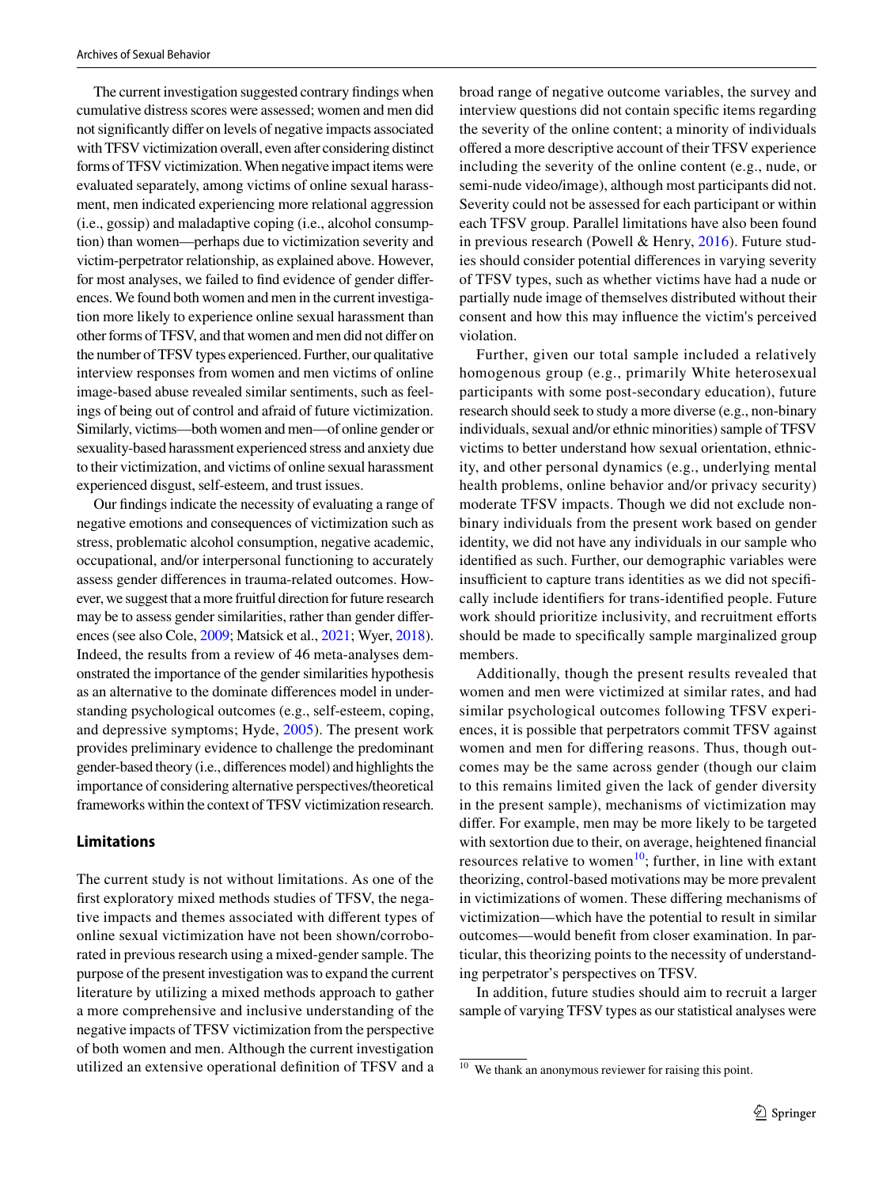The current investigation suggested contrary findings when cumulative distress scores were assessed; women and men did not significantly differ on levels of negative impacts associated with TFSV victimization overall, even after considering distinct forms of TFSV victimization. When negative impact items were evaluated separately, among victims of online sexual harassment, men indicated experiencing more relational aggression (i.e., gossip) and maladaptive coping (i.e., alcohol consumption) than women—perhaps due to victimization severity and victim-perpetrator relationship, as explained above. However, for most analyses, we failed to find evidence of gender differences. We found both women and men in the current investigation more likely to experience online sexual harassment than other forms of TFSV, and that women and men did not differ on the number of TFSV types experienced. Further, our qualitative interview responses from women and men victims of online image-based abuse revealed similar sentiments, such as feelings of being out of control and afraid of future victimization. Similarly, victims—both women and men—of online gender or sexuality-based harassment experienced stress and anxiety due to their victimization, and victims of online sexual harassment experienced disgust, self-esteem, and trust issues.

Our findings indicate the necessity of evaluating a range of negative emotions and consequences of victimization such as stress, problematic alcohol consumption, negative academic, occupational, and/or interpersonal functioning to accurately assess gender differences in trauma-related outcomes. However, we suggest that a more fruitful direction for future research may be to assess gender similarities, rather than gender differences (see also Cole, 2009; Matsick et al., 2021; Wyer, 2018). Indeed, the results from a review of 46 meta-analyses demonstrated the importance of the gender similarities hypothesis as an alternative to the dominate differences model in understanding psychological outcomes (e.g., self-esteem, coping, and depressive symptoms; Hyde, 2005). The present work provides preliminary evidence to challenge the predominant gender-based theory (i.e., differences model) and highlights the importance of considering alternative perspectives/theoretical frameworks within the context of TFSV victimization research.

## Limitations

The current study is not without limitations. As one of the first exploratory mixed methods studies of TFSV, the negative impacts and themes associated with different types of online sexual victimization have not been shown/corroborated in previous research using a mixed-gender sample. The purpose of the present investigation was to expand the current literature by utilizing a mixed methods approach to gather a more comprehensive and inclusive understanding of the negative impacts of TFSV victimization from the perspective of both women and men. Although the current investigation utilized an extensive operational definition of TFSV and a broad range of negative outcome variables, the survey and interview questions did not contain specific items regarding the severity of the online content; a minority of individuals offered a more descriptive account of their TFSV experience including the severity of the online content (e.g., nude, or semi-nude video/image), although most participants did not. Severity could not be assessed for each participant or within each TFSV group. Parallel limitations have also been found in previous research (Powell & Henry, 2016). Future studies should consider potential differences in varying severity of TFSV types, such as whether victims have had a nude or partially nude image of themselves distributed without their consent and how this may influence the victim's perceived violation.

Further, given our total sample included a relatively homogenous group (e.g., primarily White heterosexual participants with some post-secondary education), future research should seek to study a more diverse (e.g., non-binary individuals, sexual and/or ethnic minorities) sample of TFSV victims to better understand how sexual orientation, ethnicity, and other personal dynamics (e.g., underlying mental health problems, online behavior and/or privacy security) moderate TFSV impacts. Though we did not exclude non-binary individuals from the present work based on gender identity, we did not have any individuals in our sample who identified as such. Further, our demographic variables were insufficient to capture trans identities as we did not specifically include identifiers for trans-identified people. Future work should prioritize inclusivity, and recruitment efforts should be made to specifically sample marginalized group members.

Additionally, though the present results revealed that women and men were victimized at similar rates, and had similar psychological outcomes following TFSV experiences, it is possible that perpetrators commit TFSV against women and men for differing reasons. Thus, though outcomes may be the same across gender (though our claim to this remains limited given the lack of gender diversity in the present sample), mechanisms of victimization may differ. For example, men may be more likely to be targeted with sextortion due to their, on average, heightened financial resources relative to women[10]; further, in line with extant theorizing, control-based motivations may be more prevalent in victimizations of women. These differing mechanisms of victimization—which have the potential to result in similar outcomes—would benefit from closer examination. In particular, this theorizing points to the necessity of understanding perpetrator's perspectives on TFSV.

In addition, future studies should aim to recruit a larger sample of varying TFSV types as our statistical analyses were

[10] We thank an anonymous reviewer for raising this point.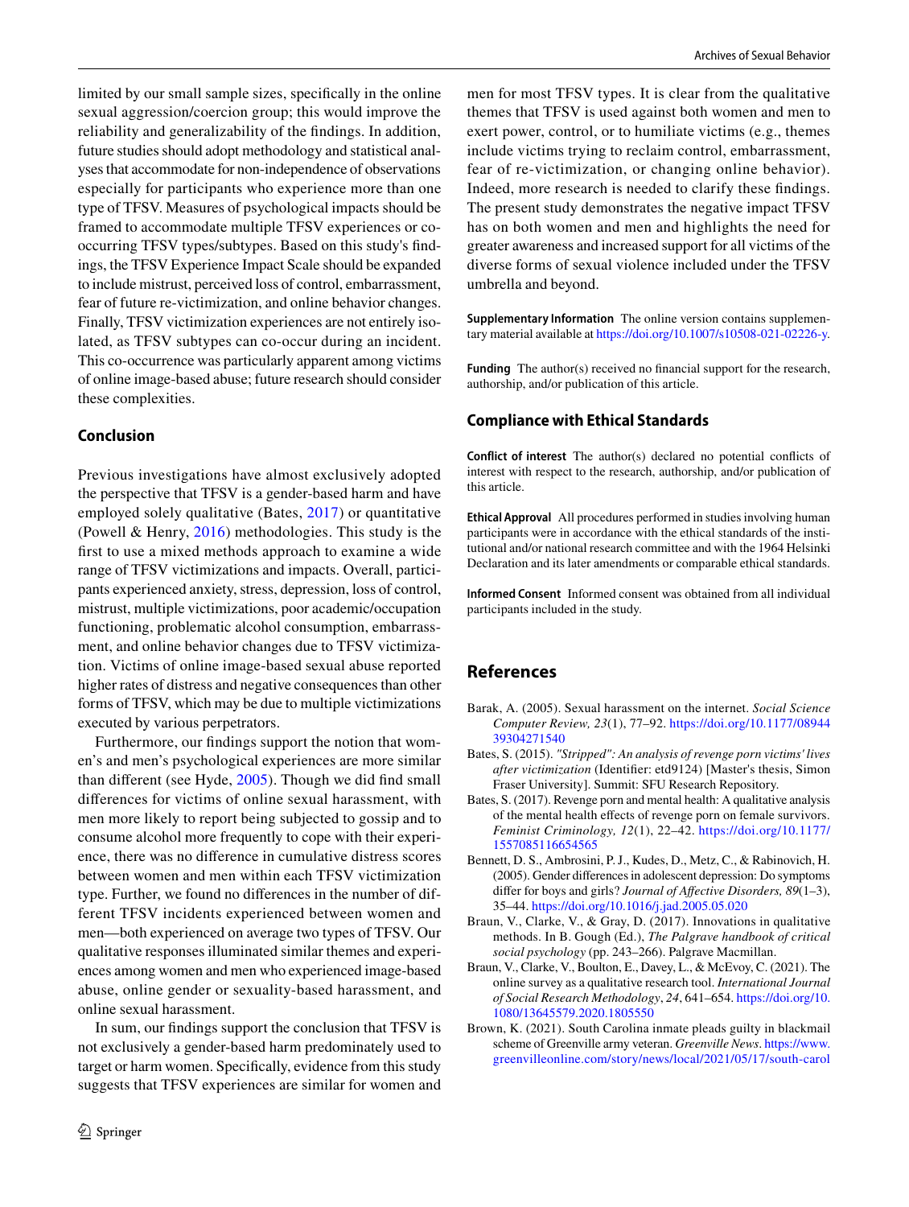limited by our small sample sizes, specifically in the online sexual aggression/coercion group; this would improve the reliability and generalizability of the findings. In addition, future studies should adopt methodology and statistical analyses that accommodate for non-independence of observations especially for participants who experience more than one type of TFSV. Measures of psychological impacts should be framed to accommodate multiple TFSV experiences or co-occurring TFSV types/subtypes. Based on this study's findings, the TFSV Experience Impact Scale should be expanded to include mistrust, perceived loss of control, embarrassment, fear of future re-victimization, and online behavior changes. Finally, TFSV victimization experiences are not entirely isolated, as TFSV subtypes can co-occur during an incident. This co-occurrence was particularly apparent among victims of online image-based abuse; future research should consider these complexities.

## Conclusion

Previous investigations have almost exclusively adopted the perspective that TFSV is a gender-based harm and have employed solely qualitative (Bates, 2017) or quantitative (Powell & Henry, 2016) methodologies. This study is the first to use a mixed methods approach to examine a wide range of TFSV victimizations and impacts. Overall, participants experienced anxiety, stress, depression, loss of control, mistrust, multiple victimizations, poor academic/occupation functioning, problematic alcohol consumption, embarrassment, and online behavior changes due to TFSV victimization. Victims of online image-based sexual abuse reported higher rates of distress and negative consequences than other forms of TFSV, which may be due to multiple victimizations executed by various perpetrators.

Furthermore, our findings support the notion that women's and men's psychological experiences are more similar than different (see Hyde, 2005). Though we did find small differences for victims of online sexual harassment, with men more likely to report being subjected to gossip and to consume alcohol more frequently to cope with their experience, there was no difference in cumulative distress scores between women and men within each TFSV victimization type. Further, we found no differences in the number of different TFSV incidents experienced between women and men—both experienced on average two types of TFSV. Our qualitative responses illuminated similar themes and experiences among women and men who experienced image-based abuse, online gender or sexuality-based harassment, and online sexual harassment.

In sum, our findings support the conclusion that TFSV is not exclusively a gender-based harm predominately used to target or harm women. Specifically, evidence from this study suggests that TFSV experiences are similar for women and men for most TFSV types. It is clear from the qualitative themes that TFSV is used against both women and men to exert power, control, or to humiliate victims (e.g., themes include victims trying to reclaim control, embarrassment, fear of re-victimization, or changing online behavior). Indeed, more research is needed to clarify these findings. The present study demonstrates the negative impact TFSV has on both women and men and highlights the need for greater awareness and increased support for all victims of the diverse forms of sexual violence included under the TFSV umbrella and beyond.

**Supplementary Information** The online version contains supplementary material available at https://doi.org/10.1007/s10508-021-02226-y.

**Funding** The author(s) received no financial support for the research, authorship, and/or publication of this article.

### Compliance with Ethical Standards

**Conflict of interest** The author(s) declared no potential conflicts of interest with respect to the research, authorship, and/or publication of this article.

**Ethical Approval** All procedures performed in studies involving human participants were in accordance with the ethical standards of the institutional and/or national research committee and with the 1964 Helsinki Declaration and its later amendments or comparable ethical standards.

**Informed Consent** Informed consent was obtained from all individual participants included in the study.

## References

Barak, A. (2005). Sexual harassment on the internet. *Social Science Computer Review, 23*(1), 77–92. https://doi.org/10.1177/0894439304271540

Bates, S. (2015). *"Stripped": An analysis of revenge porn victims' lives after victimization* (Identifier: etd9124) [Master's thesis, Simon Fraser University]. Summit: SFU Research Repository.

Bates, S. (2017). Revenge porn and mental health: A qualitative analysis of the mental health effects of revenge porn on female survivors. *Feminist Criminology, 12*(1), 22–42. https://doi.org/10.1177/1557085116654565

Bennett, D. S., Ambrosini, P. J., Kudes, D., Metz, C., & Rabinovich, H. (2005). Gender differences in adolescent depression: Do symptoms differ for boys and girls? *Journal of Affective Disorders, 89*(1–3), 35–44. https://doi.org/10.1016/j.jad.2005.05.020

Braun, V., Clarke, V., & Gray, D. (2017). Innovations in qualitative methods. In B. Gough (Ed.), *The Palgrave handbook of critical social psychology* (pp. 243–266). Palgrave Macmillan.

Braun, V., Clarke, V., Boulton, E., Davey, L., & McEvoy, C. (2021). The online survey as a qualitative research tool. *International Journal of Social Research Methodology*, *24*, 641–654. https://doi.org/10.1080/13645579.2020.1805550

Brown, K. (2021). South Carolina inmate pleads guilty in blackmail scheme of Greenville army veteran. *Greenville News*. https://www.greenvilleonline.com/story/news/local/2021/05/17/south-carol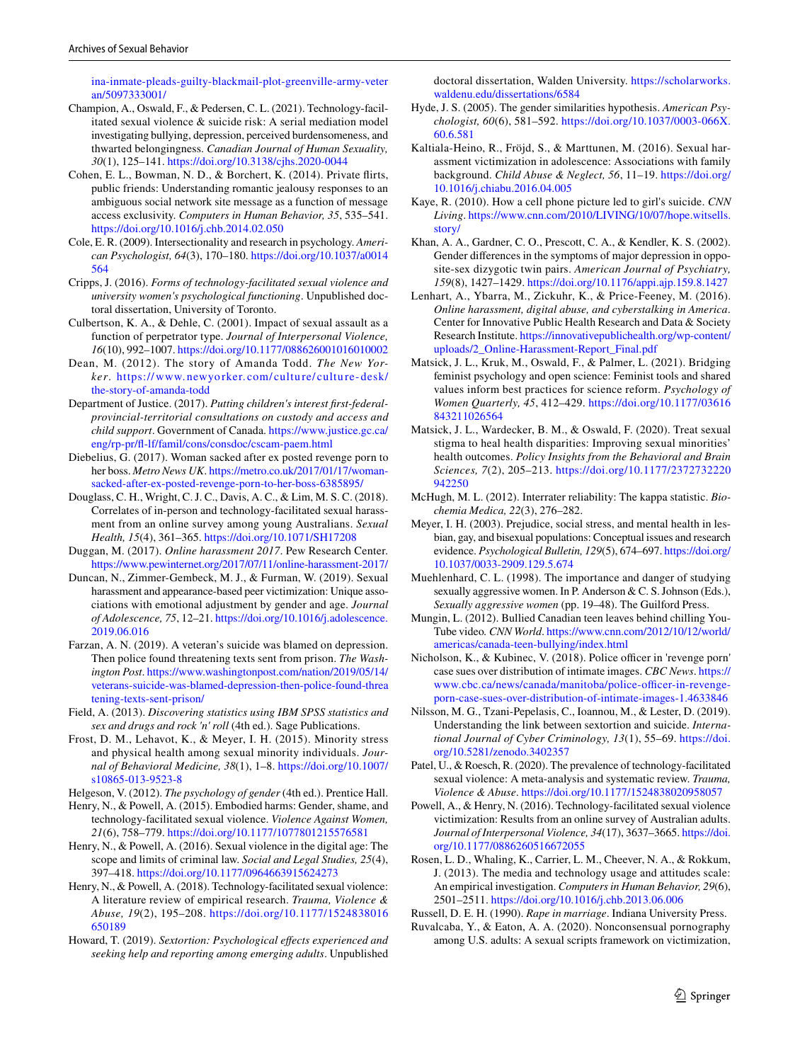ina-inmate-pleads-guilty-blackmail-plot-greenville-army-veteran/5097333001/

Champion, A., Oswald, F., & Pedersen, C. L. (2021). Technology-facilitated sexual violence & suicide risk: A serial mediation model investigating bullying, depression, perceived burdensomeness, and thwarted belongingness. *Canadian Journal of Human Sexuality, 30*(1), 125–141. https://doi.org/10.3138/cjhs.2020-0044

Cohen, E. L., Bowman, N. D., & Borchert, K. (2014). Private flirts, public friends: Understanding romantic jealousy responses to an ambiguous social network site message as a function of message access exclusivity. *Computers in Human Behavior, 35*, 535–541. https://doi.org/10.1016/j.chb.2014.02.050

Cole, E. R. (2009). Intersectionality and research in psychology. *American Psychologist, 64*(3), 170–180. https://doi.org/10.1037/a0014564

Cripps, J. (2016). *Forms of technology-facilitated sexual violence and university women's psychological functioning*. Unpublished doctoral dissertation, University of Toronto.

Culbertson, K. A., & Dehle, C. (2001). Impact of sexual assault as a function of perpetrator type. *Journal of Interpersonal Violence, 16*(10), 992–1007. https://doi.org/10.1177/088626001016010002

Dean, M. (2012). The story of Amanda Todd. *The New Yorker*. https://www.newyorker.com/culture/culture-desk/the-story-of-amanda-todd

Department of Justice. (2017). *Putting children's interest first-federal-provincial-territorial consultations on custody and access and child support*. Government of Canada. https://www.justice.gc.ca/eng/rp-pr/fl-lf/famil/cons/consdoc/cscam-paem.html

Diebelius, G. (2017). Woman sacked after ex posted revenge porn to her boss. *Metro News UK*. https://metro.co.uk/2017/01/17/woman-sacked-after-ex-posted-revenge-porn-to-her-boss-6385895/

Douglass, C. H., Wright, C. J. C., Davis, A. C., & Lim, M. S. C. (2018). Correlates of in-person and technology-facilitated sexual harassment from an online survey among young Australians. *Sexual Health, 15*(4), 361–365. https://doi.org/10.1071/SH17208

Duggan, M. (2017). *Online harassment 2017*. Pew Research Center. https://www.pewinternet.org/2017/07/11/online-harassment-2017/

Duncan, N., Zimmer-Gembeck, M. J., & Furman, W. (2019). Sexual harassment and appearance-based peer victimization: Unique associations with emotional adjustment by gender and age. *Journal of Adolescence, 75*, 12–21. https://doi.org/10.1016/j.adolescence.2019.06.016

Farzan, A. N. (2019). A veteran's suicide was blamed on depression. Then police found threatening texts sent from prison. *The Washington Post*. https://www.washingtonpost.com/nation/2019/05/14/veterans-suicide-was-blamed-depression-then-police-found-threatening-texts-sent-prison/

Field, A. (2013). *Discovering statistics using IBM SPSS statistics and sex and drugs and rock 'n' roll* (4th ed.). Sage Publications.

Frost, D. M., Lehavot, K., & Meyer, I. H. (2015). Minority stress and physical health among sexual minority individuals. *Journal of Behavioral Medicine, 38*(1), 1–8. https://doi.org/10.1007/s10865-013-9523-8

Helgeson, V. (2012). *The psychology of gender* (4th ed.). Prentice Hall.

Henry, N., & Powell, A. (2015). Embodied harms: Gender, shame, and technology-facilitated sexual violence. *Violence Against Women, 21*(6), 758–779. https://doi.org/10.1177/1077801215576581

Henry, N., & Powell, A. (2016). Sexual violence in the digital age: The scope and limits of criminal law. *Social and Legal Studies, 25*(4), 397–418. https://doi.org/10.1177/0964663915624273

Henry, N., & Powell, A. (2018). Technology-facilitated sexual violence: A literature review of empirical research. *Trauma, Violence & Abuse, 19*(2), 195–208. https://doi.org/10.1177/1524838016650189

Howard, T. (2019). *Sextortion: Psychological effects experienced and seeking help and reporting among emerging adults*. Unpublished doctoral dissertation, Walden University. https://scholarworks.waldenu.edu/dissertations/6584

Hyde, J. S. (2005). The gender similarities hypothesis. *American Psychologist, 60*(6), 581–592. https://doi.org/10.1037/0003-066X.60.6.581

Kaltiala-Heino, R., Fröjd, S., & Marttunen, M. (2016). Sexual harassment victimization in adolescence: Associations with family background. *Child Abuse & Neglect, 56*, 11–19. https://doi.org/10.1016/j.chiabu.2016.04.005

Kaye, R. (2010). How a cell phone picture led to girl's suicide. *CNN Living*. https://www.cnn.com/2010/LIVING/10/07/hope.witsells.story/

Khan, A. A., Gardner, C. O., Prescott, C. A., & Kendler, K. S. (2002). Gender differences in the symptoms of major depression in opposite-sex dizygotic twin pairs. *American Journal of Psychiatry, 159*(8), 1427–1429. https://doi.org/10.1176/appi.ajp.159.8.1427

Lenhart, A., Ybarra, M., Zickuhr, K., & Price-Feeney, M. (2016). *Online harassment, digital abuse, and cyberstalking in America*. Center for Innovative Public Health Research and Data & Society Research Institute. https://innovativepublichealth.org/wp-content/uploads/2_Online-Harassment-Report_Final.pdf

Matsick, J. L., Kruk, M., Oswald, F., & Palmer, L. (2021). Bridging feminist psychology and open science: Feminist tools and shared values inform best practices for science reform. *Psychology of Women Quarterly, 45*, 412–429. https://doi.org/10.1177/03616843211026564

Matsick, J. L., Wardecker, B. M., & Oswald, F. (2020). Treat sexual stigma to heal health disparities: Improving sexual minorities' health outcomes. *Policy Insights from the Behavioral and Brain Sciences, 7*(2), 205–213. https://doi.org/10.1177/2372732220942250

McHugh, M. L. (2012). Interrater reliability: The kappa statistic. *Biochemia Medica, 22*(3), 276–282.

Meyer, I. H. (2003). Prejudice, social stress, and mental health in lesbian, gay, and bisexual populations: Conceptual issues and research evidence. *Psychological Bulletin, 129*(5), 674–697. https://doi.org/10.1037/0033-2909.129.5.674

Muehlenhard, C. L. (1998). The importance and danger of studying sexually aggressive women. In P. Anderson & C. S. Johnson (Eds.), *Sexually aggressive women* (pp. 19–48). The Guilford Press.

Mungin, L. (2012). Bullied Canadian teen leaves behind chilling YouTube video. *CNN World*. https://www.cnn.com/2012/10/12/world/americas/canada-teen-bullying/index.html

Nicholson, K., & Kubinec, V. (2018). Police officer in 'revenge porn' case sues over distribution of intimate images. *CBC News*. https://www.cbc.ca/news/canada/manitoba/police-officer-in-revenge-porn-case-sues-over-distribution-of-intimate-images-1.4633846

Nilsson, M. G., Tzani-Pepelasis, C., Ioannou, M., & Lester, D. (2019). Understanding the link between sextortion and suicide. *International Journal of Cyber Criminology, 13*(1), 55–69. https://doi.org/10.5281/zenodo.3402357

Patel, U., & Roesch, R. (2020). The prevalence of technology-facilitated sexual violence: A meta-analysis and systematic review. *Trauma, Violence & Abuse*. https://doi.org/10.1177/1524838020958057

Powell, A., & Henry, N. (2016). Technology-facilitated sexual violence victimization: Results from an online survey of Australian adults. *Journal of Interpersonal Violence, 34*(17), 3637–3665. https://doi.org/10.1177/0886260516672055

Rosen, L. D., Whaling, K., Carrier, L. M., Cheever, N. A., & Rokkum, J. (2013). The media and technology usage and attitudes scale: An empirical investigation. *Computers in Human Behavior, 29*(6), 2501–2511. https://doi.org/10.1016/j.chb.2013.06.006

Russell, D. E. H. (1990). *Rape in marriage*. Indiana University Press.

Ruvalcaba, Y., & Eaton, A. A. (2020). Nonconsensual pornography among U.S. adults: A sexual scripts framework on victimization,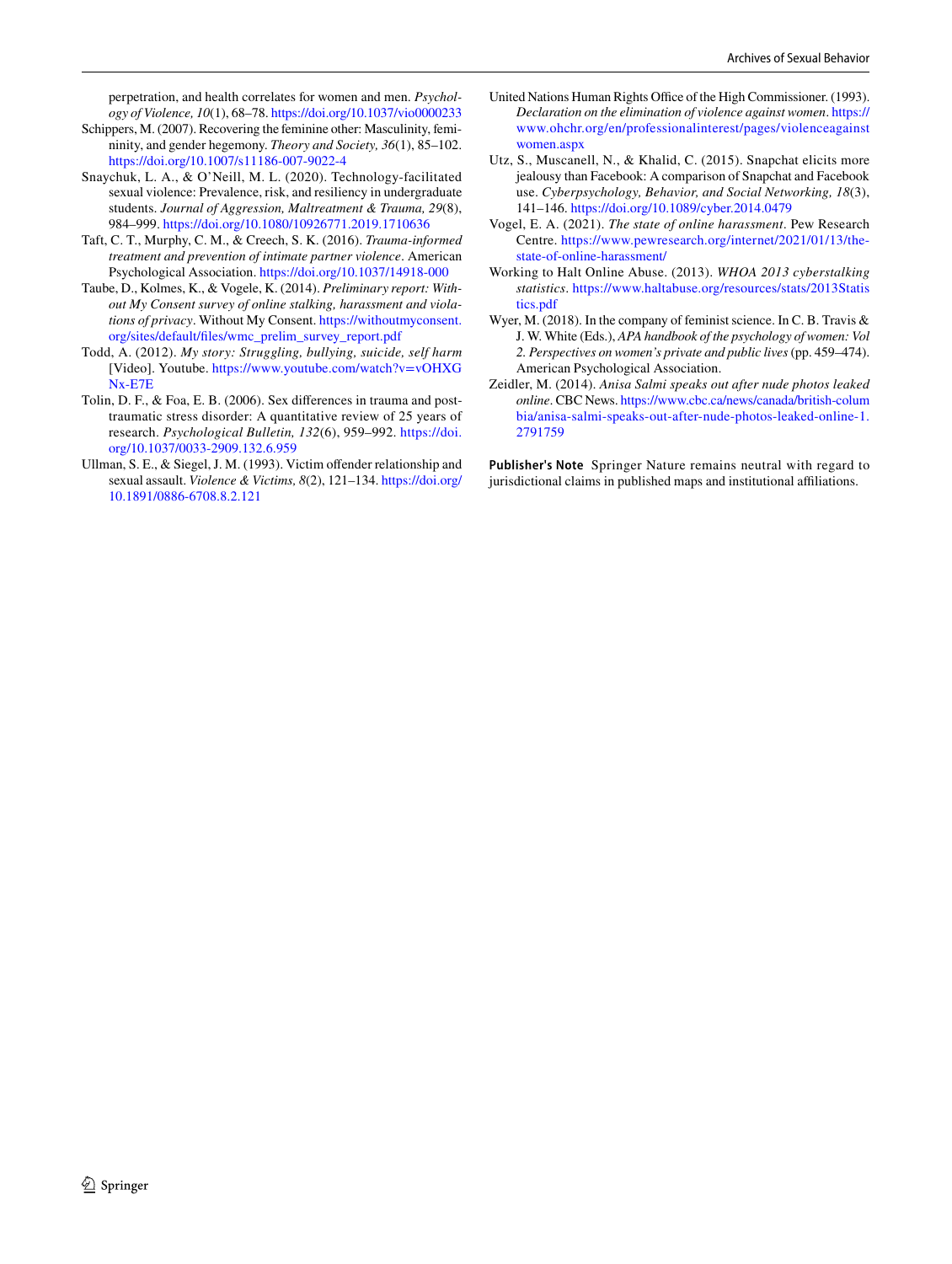perpetration, and health correlates for women and men. *Psychology of Violence, 10*(1), 68–78. https://doi.org/10.1037/vio0000233

Schippers, M. (2007). Recovering the feminine other: Masculinity, femininity, and gender hegemony. *Theory and Society, 36*(1), 85–102. https://doi.org/10.1007/s11186-007-9022-4

Snaychuk, L. A., & O'Neill, M. L. (2020). Technology-facilitated sexual violence: Prevalence, risk, and resiliency in undergraduate students. *Journal of Aggression, Maltreatment & Trauma, 29*(8), 984–999. https://doi.org/10.1080/10926771.2019.1710636

Taft, C. T., Murphy, C. M., & Creech, S. K. (2016). *Trauma-informed treatment and prevention of intimate partner violence*. American Psychological Association. https://doi.org/10.1037/14918-000

Taube, D., Kolmes, K., & Vogele, K. (2014). *Preliminary report: Without My Consent survey of online stalking, harassment and violations of privacy*. Without My Consent. https://withoutmyconsent.org/sites/default/files/wmc_prelim_survey_report.pdf

Todd, A. (2012). *My story: Struggling, bullying, suicide, self harm* [Video]. Youtube. https://www.youtube.com/watch?v=vOHXGNx-E7E

Tolin, D. F., & Foa, E. B. (2006). Sex differences in trauma and posttraumatic stress disorder: A quantitative review of 25 years of research. *Psychological Bulletin, 132*(6), 959–992. https://doi.org/10.1037/0033-2909.132.6.959

Ullman, S. E., & Siegel, J. M. (1993). Victim offender relationship and sexual assault. *Violence & Victims, 8*(2), 121–134. https://doi.org/10.1891/0886-6708.8.2.121

United Nations Human Rights Office of the High Commissioner. (1993). *Declaration on the elimination of violence against women*. https://www.ohchr.org/en/professionalinterest/pages/violenceagainstwomen.aspx

Utz, S., Muscanell, N., & Khalid, C. (2015). Snapchat elicits more jealousy than Facebook: A comparison of Snapchat and Facebook use. *Cyberpsychology, Behavior, and Social Networking, 18*(3), 141–146. https://doi.org/10.1089/cyber.2014.0479

Vogel, E. A. (2021). *The state of online harassment*. Pew Research Centre. https://www.pewresearch.org/internet/2021/01/13/the-state-of-online-harassment/

Working to Halt Online Abuse. (2013). *WHOA 2013 cyberstalking statistics*. https://www.haltabuse.org/resources/stats/2013Statistics.pdf

Wyer, M. (2018). In the company of feminist science. In C. B. Travis & J. W. White (Eds.), *APA handbook of the psychology of women: Vol 2. Perspectives on women's private and public lives* (pp. 459–474). American Psychological Association.

Zeidler, M. (2014). *Anisa Salmi speaks out after nude photos leaked online*. CBC News. https://www.cbc.ca/news/canada/british-columbia/anisa-salmi-speaks-out-after-nude-photos-leaked-online-1.2791759

**Publisher's Note** Springer Nature remains neutral with regard to jurisdictional claims in published maps and institutional affiliations.